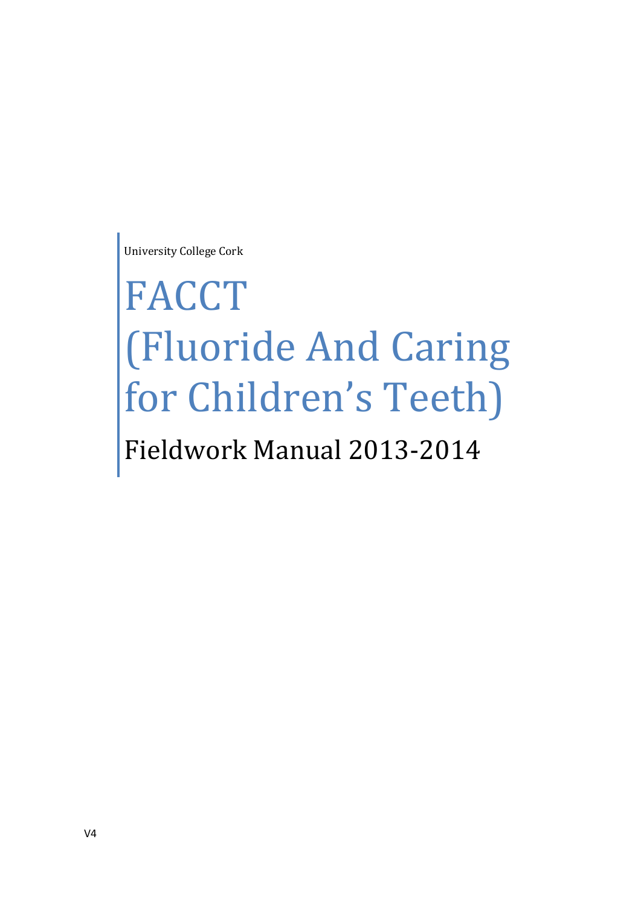University College Cork

# FACCT (Fluoride And Caring for Children's Teeth)

## Fieldwork Manual 2013-2014

V4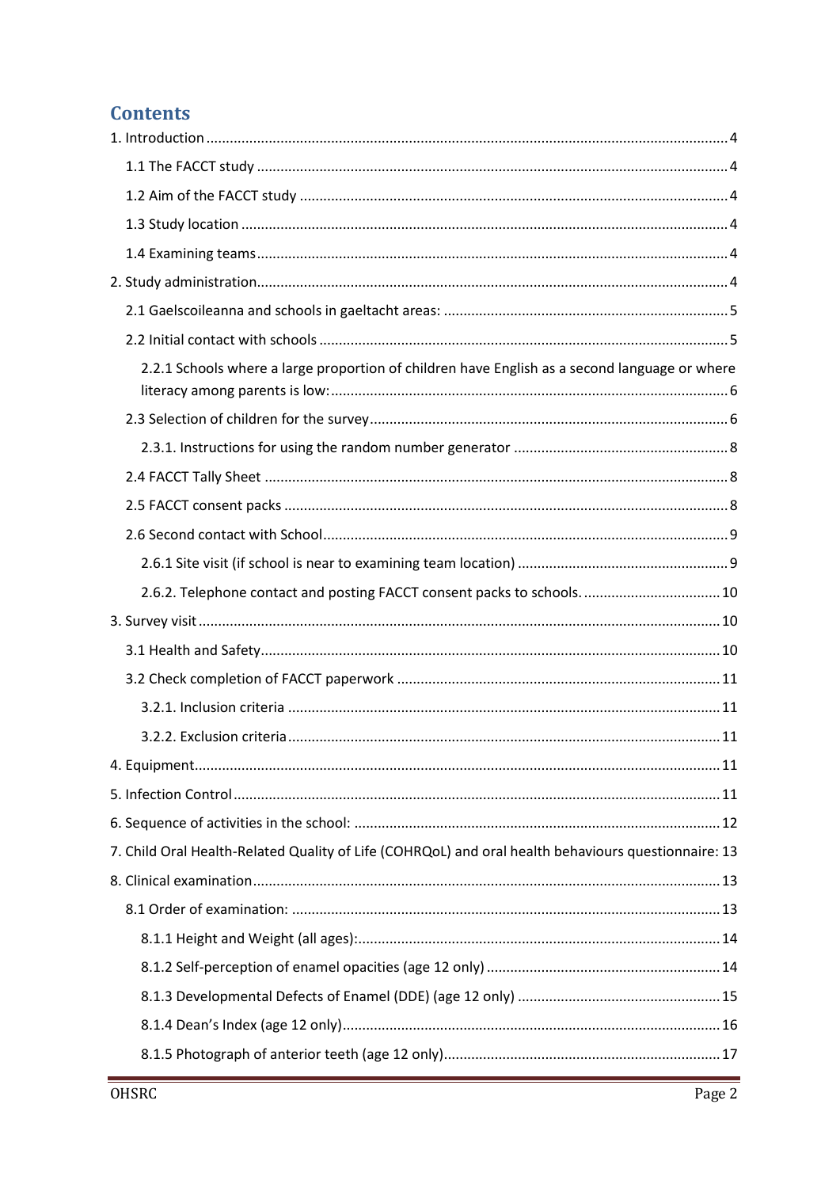## Contents

1. Introduction ..... 4
   - 1.1 The FACCT study ..... 4
   - 1.2 Aim of the FACCT study ..... 4
   - 1.3 Study location ..... 4
   - 1.4 Examining teams ..... 4
2. Study administration ..... 4
   - 2.1 Gaelscoileanna and schools in gaeltacht areas: ..... 5
   - 2.2 Initial contact with schools ..... 5
     - 2.2.1 Schools where a large proportion of children have English as a second language or where literacy among parents is low: ..... 6
   - 2.3 Selection of children for the survey ..... 6
     - 2.3.1. Instructions for using the random number generator ..... 8
   - 2.4 FACCT Tally Sheet ..... 8
   - 2.5 FACCT consent packs ..... 8
   - 2.6 Second contact with School ..... 9
     - 2.6.1 Site visit (if school is near to examining team location) ..... 9
     - 2.6.2. Telephone contact and posting FACCT consent packs to schools. ..... 10
3. Survey visit ..... 10
   - 3.1 Health and Safety ..... 10
   - 3.2 Check completion of FACCT paperwork ..... 11
     - 3.2.1. Inclusion criteria ..... 11
     - 3.2.2. Exclusion criteria ..... 11
4. Equipment ..... 11
5. Infection Control ..... 11
6. Sequence of activities in the school: ..... 12
7. Child Oral Health-Related Quality of Life (COHRQoL) and oral health behaviours questionnaire: 13
8. Clinical examination ..... 13
   - 8.1 Order of examination: ..... 13
     - 8.1.1 Height and Weight (all ages): ..... 14
     - 8.1.2 Self-perception of enamel opacities (age 12 only) ..... 14
     - 8.1.3 Developmental Defects of Enamel (DDE) (age 12 only) ..... 15
     - 8.1.4 Dean's Index (age 12 only) ..... 16
     - 8.1.5 Photograph of anterior teeth (age 12 only) ..... 17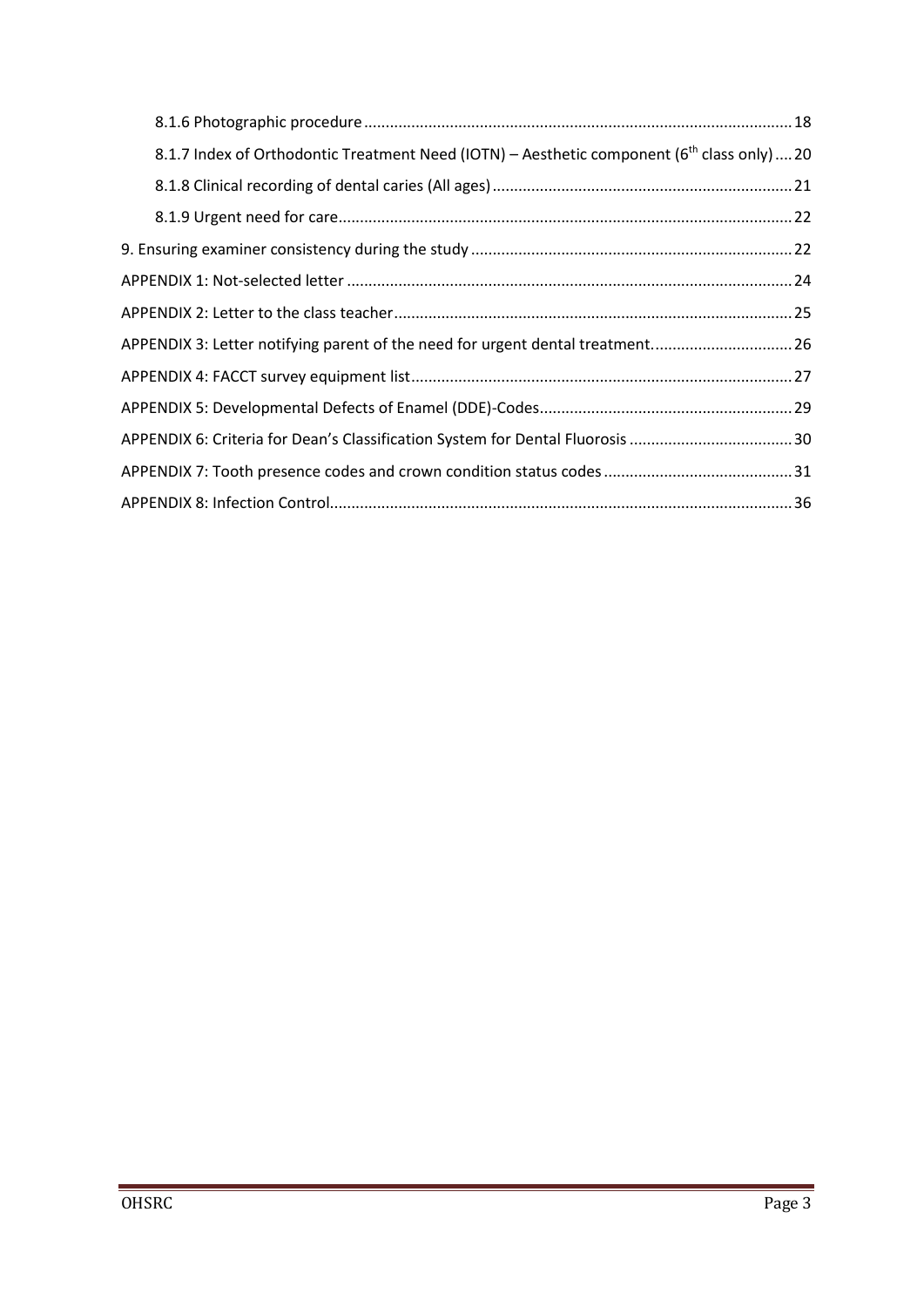8.1.6 Photographic procedure .................................................................................................... 18

8.1.7 Index of Orthodontic Treatment Need (IOTN) – Aesthetic component ($6^{th}$ class only) .... 20

8.1.8 Clinical recording of dental caries (All ages) ..................................................................... 21

8.1.9 Urgent need for care ......................................................................................................... 22

9. Ensuring examiner consistency during the study ........................................................................... 22

APPENDIX 1: Not-selected letter ...................................................................................................... 24

APPENDIX 2: Letter to the class teacher ........................................................................................... 25

APPENDIX 3: Letter notifying parent of the need for urgent dental treatment. ................................ 26

APPENDIX 4: FACCT survey equipment list ....................................................................................... 27

APPENDIX 5: Developmental Defects of Enamel (DDE)-Codes .......................................................... 29

APPENDIX 6: Criteria for Dean's Classification System for Dental Fluorosis ..................................... 30

APPENDIX 7: Tooth presence codes and crown condition status codes ........................................... 31

APPENDIX 8: Infection Control .......................................................................................................... 36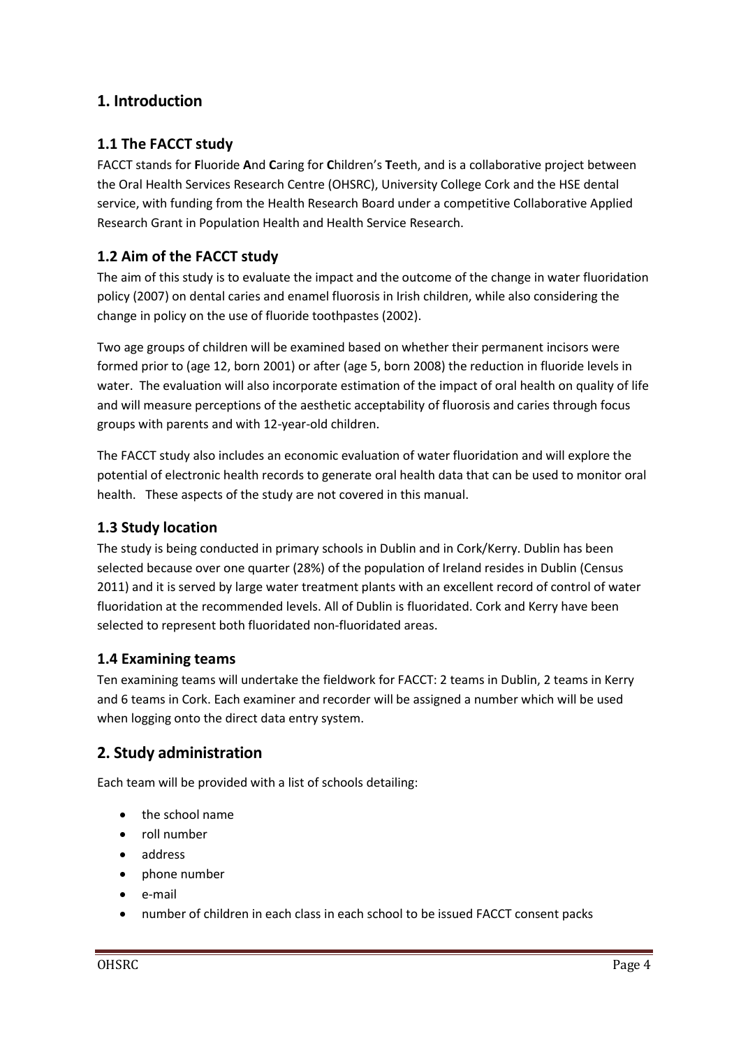# 1. Introduction

## 1.1 The FACCT study

FACCT stands for **F**luoride **A**nd **C**aring for **C**hildren's **T**eeth, and is a collaborative project between the Oral Health Services Research Centre (OHSRC), University College Cork and the HSE dental service, with funding from the Health Research Board under a competitive Collaborative Applied Research Grant in Population Health and Health Service Research.

## 1.2 Aim of the FACCT study

The aim of this study is to evaluate the impact and the outcome of the change in water fluoridation policy (2007) on dental caries and enamel fluorosis in Irish children, while also considering the change in policy on the use of fluoride toothpastes (2002).

Two age groups of children will be examined based on whether their permanent incisors were formed prior to (age 12, born 2001) or after (age 5, born 2008) the reduction in fluoride levels in water. The evaluation will also incorporate estimation of the impact of oral health on quality of life and will measure perceptions of the aesthetic acceptability of fluorosis and caries through focus groups with parents and with 12-year-old children.

The FACCT study also includes an economic evaluation of water fluoridation and will explore the potential of electronic health records to generate oral health data that can be used to monitor oral health. These aspects of the study are not covered in this manual.

## 1.3 Study location

The study is being conducted in primary schools in Dublin and in Cork/Kerry. Dublin has been selected because over one quarter (28%) of the population of Ireland resides in Dublin (Census 2011) and it is served by large water treatment plants with an excellent record of control of water fluoridation at the recommended levels. All of Dublin is fluoridated. Cork and Kerry have been selected to represent both fluoridated non-fluoridated areas.

## 1.4 Examining teams

Ten examining teams will undertake the fieldwork for FACCT: 2 teams in Dublin, 2 teams in Kerry and 6 teams in Cork. Each examiner and recorder will be assigned a number which will be used when logging onto the direct data entry system.

# 2. Study administration

Each team will be provided with a list of schools detailing:

- the school name
- roll number
- address
- phone number
- e-mail
- number of children in each class in each school to be issued FACCT consent packs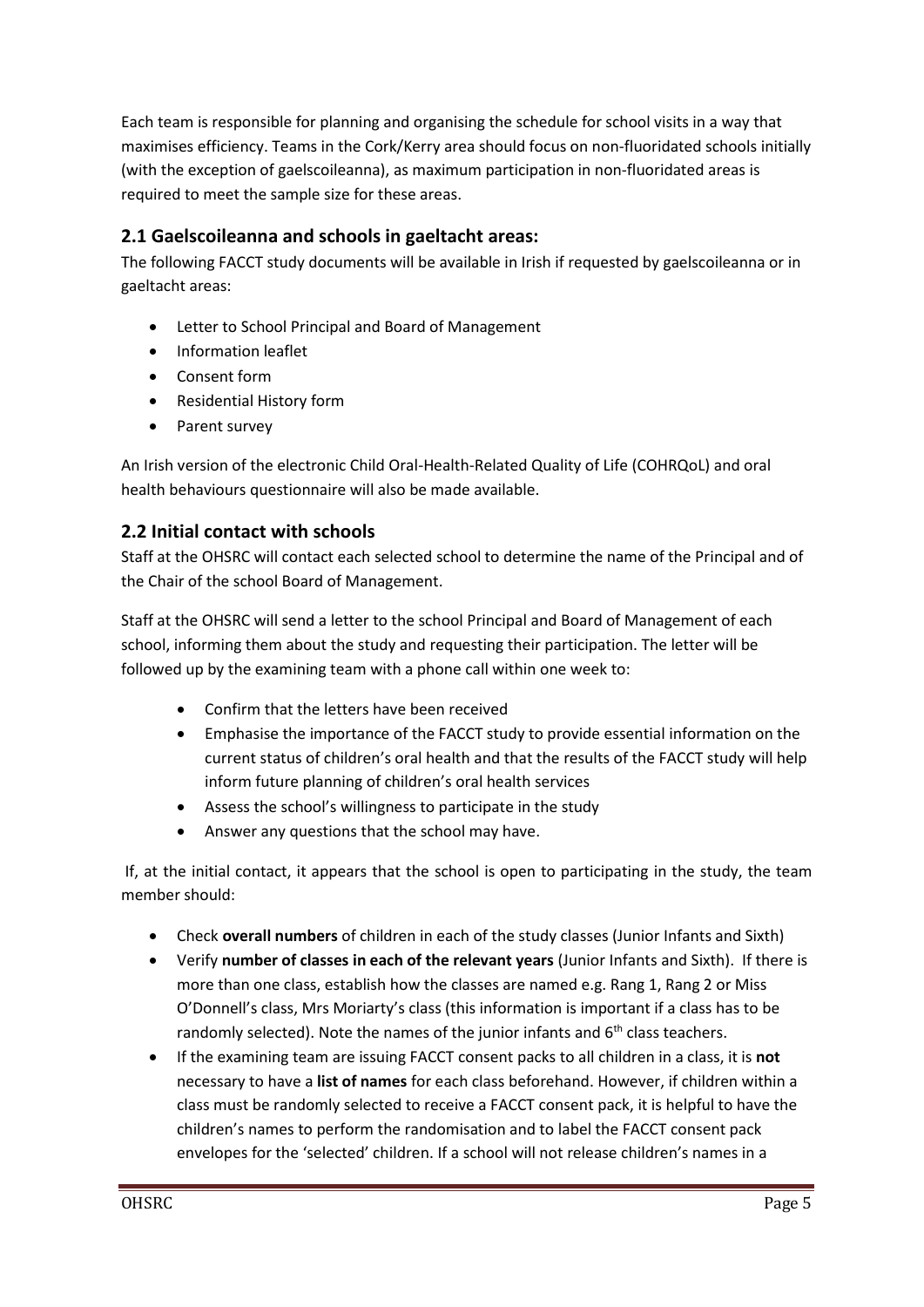Each team is responsible for planning and organising the schedule for school visits in a way that maximises efficiency. Teams in the Cork/Kerry area should focus on non-fluoridated schools initially (with the exception of gaelscoileanna), as maximum participation in non-fluoridated areas is required to meet the sample size for these areas.

## 2.1 Gaelscoileanna and schools in gaeltacht areas:

The following FACCT study documents will be available in Irish if requested by gaelscoileanna or in gaeltacht areas:

- Letter to School Principal and Board of Management
- Information leaflet
- Consent form
- Residential History form
- Parent survey

An Irish version of the electronic Child Oral-Health-Related Quality of Life (COHRQoL) and oral health behaviours questionnaire will also be made available.

## 2.2 Initial contact with schools

Staff at the OHSRC will contact each selected school to determine the name of the Principal and of the Chair of the school Board of Management.

Staff at the OHSRC will send a letter to the school Principal and Board of Management of each school, informing them about the study and requesting their participation. The letter will be followed up by the examining team with a phone call within one week to:

- Confirm that the letters have been received
- Emphasise the importance of the FACCT study to provide essential information on the current status of children's oral health and that the results of the FACCT study will help inform future planning of children's oral health services
- Assess the school's willingness to participate in the study
- Answer any questions that the school may have.

If, at the initial contact, it appears that the school is open to participating in the study, the team member should:

- Check **overall numbers** of children in each of the study classes (Junior Infants and Sixth)
- Verify **number of classes in each of the relevant years** (Junior Infants and Sixth). If there is more than one class, establish how the classes are named e.g. Rang 1, Rang 2 or Miss O'Donnell's class, Mrs Moriarty's class (this information is important if a class has to be randomly selected). Note the names of the junior infants and 6th class teachers.
- If the examining team are issuing FACCT consent packs to all children in a class, it is **not** necessary to have a **list of names** for each class beforehand. However, if children within a class must be randomly selected to receive a FACCT consent pack, it is helpful to have the children's names to perform the randomisation and to label the FACCT consent pack envelopes for the 'selected' children. If a school will not release children's names in a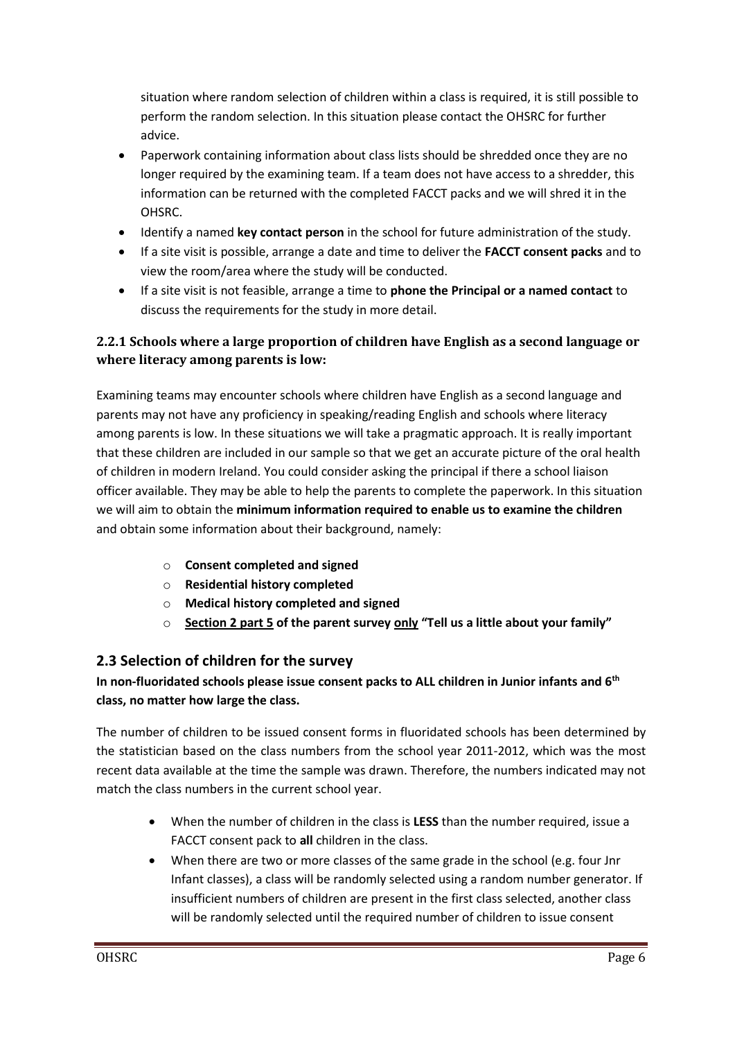situation where random selection of children within a class is required, it is still possible to perform the random selection. In this situation please contact the OHSRC for further advice.

- Paperwork containing information about class lists should be shredded once they are no longer required by the examining team. If a team does not have access to a shredder, this information can be returned with the completed FACCT packs and we will shred it in the OHSRC.
- Identify a named **key contact person** in the school for future administration of the study.
- If a site visit is possible, arrange a date and time to deliver the **FACCT consent packs** and to view the room/area where the study will be conducted.
- If a site visit is not feasible, arrange a time to **phone the Principal or a named contact** to discuss the requirements for the study in more detail.

### 2.2.1 Schools where a large proportion of children have English as a second language or where literacy among parents is low:

Examining teams may encounter schools where children have English as a second language and parents may not have any proficiency in speaking/reading English and schools where literacy among parents is low. In these situations we will take a pragmatic approach. It is really important that these children are included in our sample so that we get an accurate picture of the oral health of children in modern Ireland. You could consider asking the principal if there a school liaison officer available. They may be able to help the parents to complete the paperwork. In this situation we will aim to obtain the **minimum information required to enable us to examine the children** and obtain some information about their background, namely:

- **Consent completed and signed**
- **Residential history completed**
- **Medical history completed and signed**
- **<u>Section 2 part 5</u> of the parent survey <u>only</u> "Tell us a little about your family"**

## 2.3 Selection of children for the survey

**In non-fluoridated schools please issue consent packs to ALL children in Junior infants and 6th class, no matter how large the class.**

The number of children to be issued consent forms in fluoridated schools has been determined by the statistician based on the class numbers from the school year 2011-2012, which was the most recent data available at the time the sample was drawn. Therefore, the numbers indicated may not match the class numbers in the current school year.

- When the number of children in the class is **LESS** than the number required, issue a FACCT consent pack to **all** children in the class.
- When there are two or more classes of the same grade in the school (e.g. four Jnr Infant classes), a class will be randomly selected using a random number generator. If insufficient numbers of children are present in the first class selected, another class will be randomly selected until the required number of children to issue consent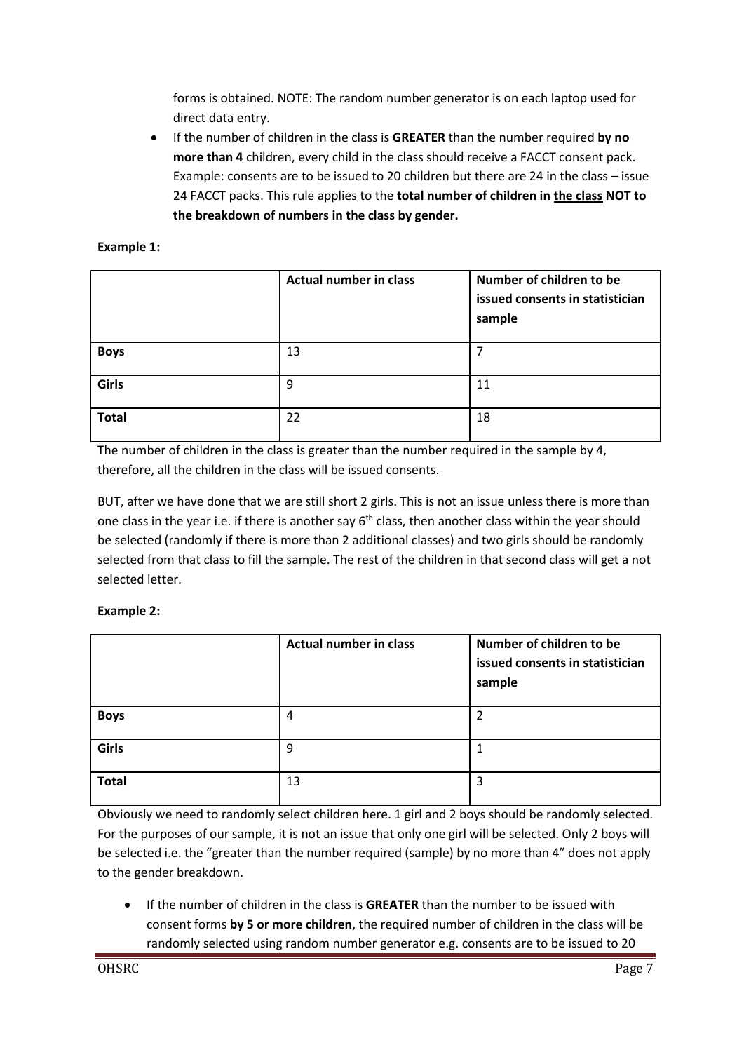forms is obtained. NOTE: The random number generator is on each laptop used for direct data entry.

- If the number of children in the class is **GREATER** than the number required **by no more than 4** children, every child in the class should receive a FACCT consent pack. Example: consents are to be issued to 20 children but there are 24 in the class – issue 24 FACCT packs. This rule applies to the **total number of children in <u>the class</u> NOT to the breakdown of numbers in the class by gender.**

**Example 1:**

| | Actual number in class | Number of children to be issued consents in statistician sample |
|---|---|---|
| **Boys** | 13 | 7 |
| **Girls** | 9 | 11 |
| **Total** | 22 | 18 |

The number of children in the class is greater than the number required in the sample by 4, therefore, all the children in the class will be issued consents.

BUT, after we have done that we are still short 2 girls. This is <u>not an issue unless there is more than one class in the year</u> i.e. if there is another say 6th class, then another class within the year should be selected (randomly if there is more than 2 additional classes) and two girls should be randomly selected from that class to fill the sample. The rest of the children in that second class will get a not selected letter.

**Example 2:**

| | Actual number in class | Number of children to be issued consents in statistician sample |
|---|---|---|
| **Boys** | 4 | 2 |
| **Girls** | 9 | 1 |
| **Total** | 13 | 3 |

Obviously we need to randomly select children here. 1 girl and 2 boys should be randomly selected. For the purposes of our sample, it is not an issue that only one girl will be selected. Only 2 boys will be selected i.e. the "greater than the number required (sample) by no more than 4" does not apply to the gender breakdown.

- If the number of children in the class is **GREATER** than the number to be issued with consent forms **by 5 or more children**, the required number of children in the class will be randomly selected using random number generator e.g. consents are to be issued to 20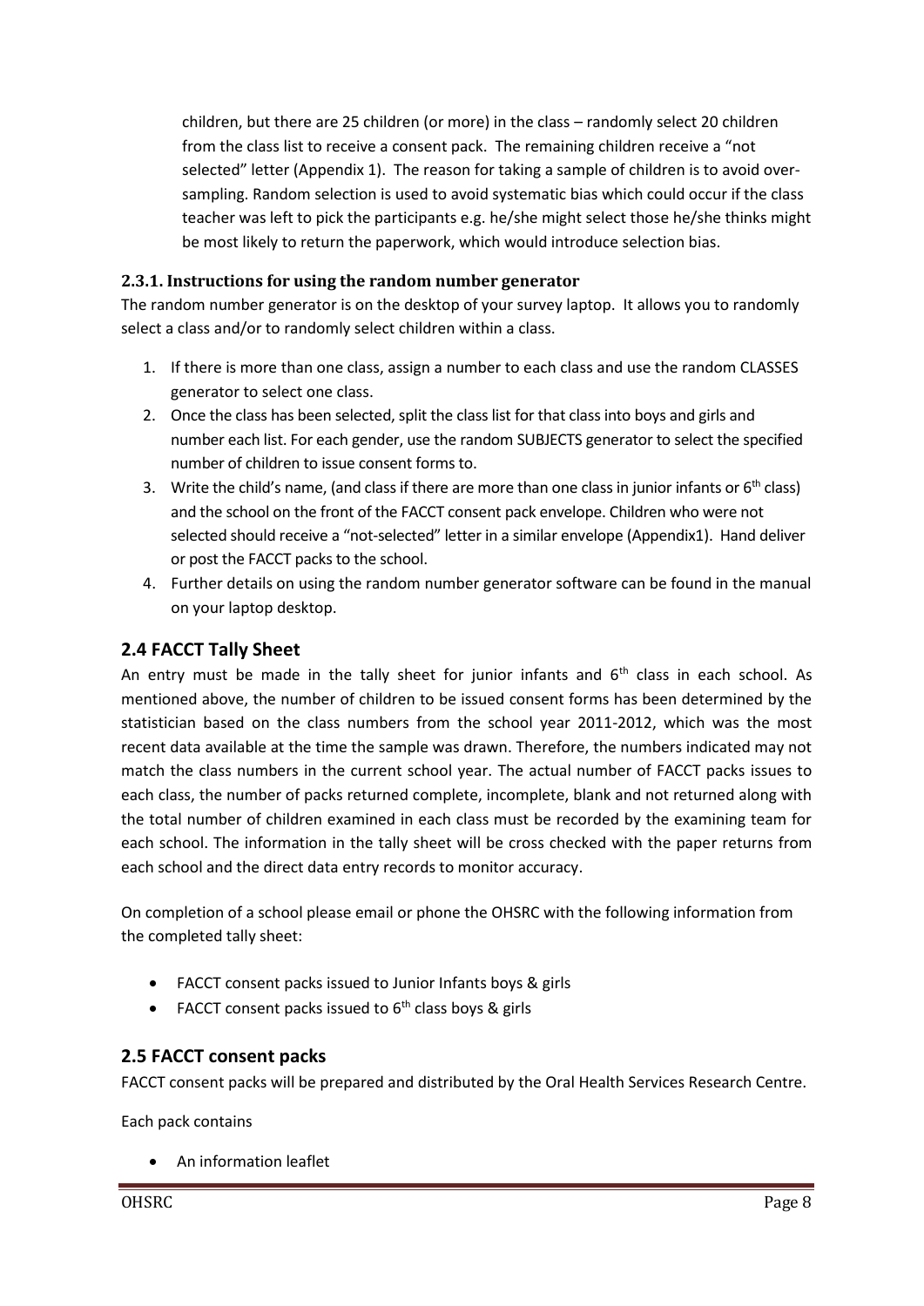children, but there are 25 children (or more) in the class – randomly select 20 children from the class list to receive a consent pack. The remaining children receive a "not selected" letter (Appendix 1). The reason for taking a sample of children is to avoid over-sampling. Random selection is used to avoid systematic bias which could occur if the class teacher was left to pick the participants e.g. he/she might select those he/she thinks might be most likely to return the paperwork, which would introduce selection bias.

### 2.3.1. Instructions for using the random number generator

The random number generator is on the desktop of your survey laptop. It allows you to randomly select a class and/or to randomly select children within a class.

1. If there is more than one class, assign a number to each class and use the random CLASSES generator to select one class.
2. Once the class has been selected, split the class list for that class into boys and girls and number each list. For each gender, use the random SUBJECTS generator to select the specified number of children to issue consent forms to.
3. Write the child's name, (and class if there are more than one class in junior infants or 6th class) and the school on the front of the FACCT consent pack envelope. Children who were not selected should receive a "not-selected" letter in a similar envelope (Appendix1). Hand deliver or post the FACCT packs to the school.
4. Further details on using the random number generator software can be found in the manual on your laptop desktop.

## 2.4 FACCT Tally Sheet

An entry must be made in the tally sheet for junior infants and 6th class in each school. As mentioned above, the number of children to be issued consent forms has been determined by the statistician based on the class numbers from the school year 2011-2012, which was the most recent data available at the time the sample was drawn. Therefore, the numbers indicated may not match the class numbers in the current school year. The actual number of FACCT packs issues to each class, the number of packs returned complete, incomplete, blank and not returned along with the total number of children examined in each class must be recorded by the examining team for each school. The information in the tally sheet will be cross checked with the paper returns from each school and the direct data entry records to monitor accuracy.

On completion of a school please email or phone the OHSRC with the following information from the completed tally sheet:

- FACCT consent packs issued to Junior Infants boys & girls
- FACCT consent packs issued to 6th class boys & girls

## 2.5 FACCT consent packs

FACCT consent packs will be prepared and distributed by the Oral Health Services Research Centre.

Each pack contains

- An information leaflet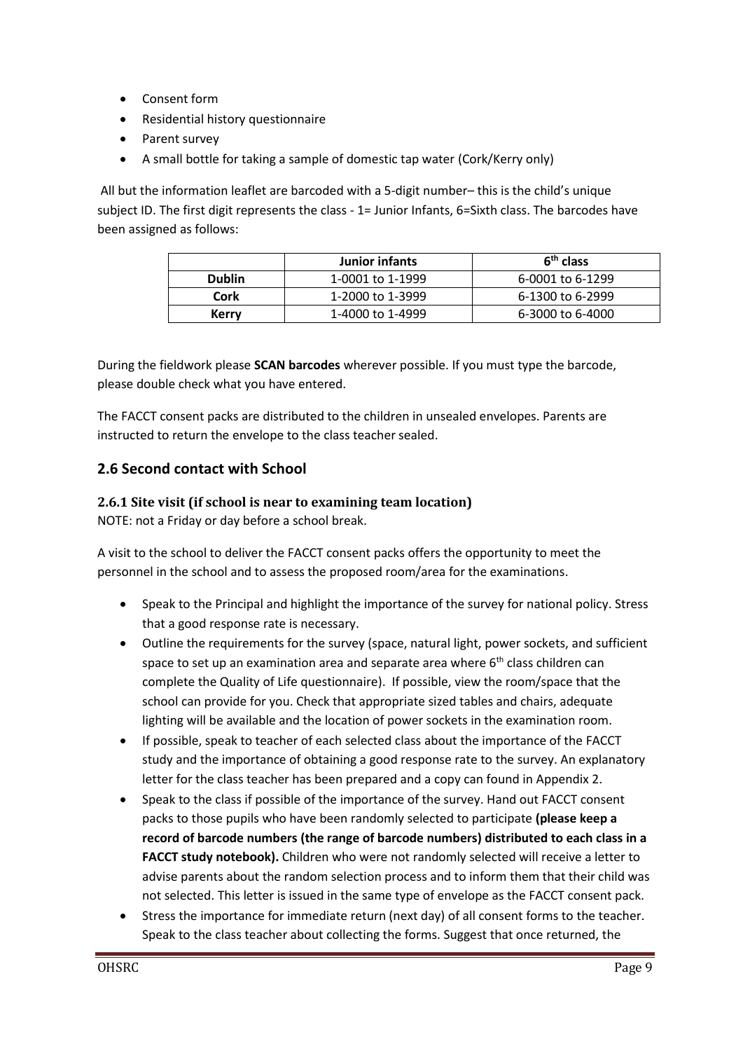- Consent form
- Residential history questionnaire
- Parent survey
- A small bottle for taking a sample of domestic tap water (Cork/Kerry only)

All but the information leaflet are barcoded with a 5-digit number– this is the child's unique subject ID. The first digit represents the class - 1= Junior Infants, 6=Sixth class. The barcodes have been assigned as follows:

| | Junior infants | 6th class |
|---|---|---|
| **Dublin** | 1-0001 to 1-1999 | 6-0001 to 6-1299 |
| **Cork** | 1-2000 to 1-3999 | 6-1300 to 6-2999 |
| **Kerry** | 1-4000 to 1-4999 | 6-3000 to 6-4000 |

During the fieldwork please **SCAN barcodes** wherever possible. If you must type the barcode, please double check what you have entered.

The FACCT consent packs are distributed to the children in unsealed envelopes. Parents are instructed to return the envelope to the class teacher sealed.

## 2.6 Second contact with School

### 2.6.1 Site visit (if school is near to examining team location)

NOTE: not a Friday or day before a school break.

A visit to the school to deliver the FACCT consent packs offers the opportunity to meet the personnel in the school and to assess the proposed room/area for the examinations.

- Speak to the Principal and highlight the importance of the survey for national policy. Stress that a good response rate is necessary.
- Outline the requirements for the survey (space, natural light, power sockets, and sufficient space to set up an examination area and separate area where 6th class children can complete the Quality of Life questionnaire). If possible, view the room/space that the school can provide for you. Check that appropriate sized tables and chairs, adequate lighting will be available and the location of power sockets in the examination room.
- If possible, speak to teacher of each selected class about the importance of the FACCT study and the importance of obtaining a good response rate to the survey. An explanatory letter for the class teacher has been prepared and a copy can found in Appendix 2.
- Speak to the class if possible of the importance of the survey. Hand out FACCT consent packs to those pupils who have been randomly selected to participate **(please keep a record of barcode numbers (the range of barcode numbers) distributed to each class in a FACCT study notebook).** Children who were not randomly selected will receive a letter to advise parents about the random selection process and to inform them that their child was not selected. This letter is issued in the same type of envelope as the FACCT consent pack.
- Stress the importance for immediate return (next day) of all consent forms to the teacher. Speak to the class teacher about collecting the forms. Suggest that once returned, the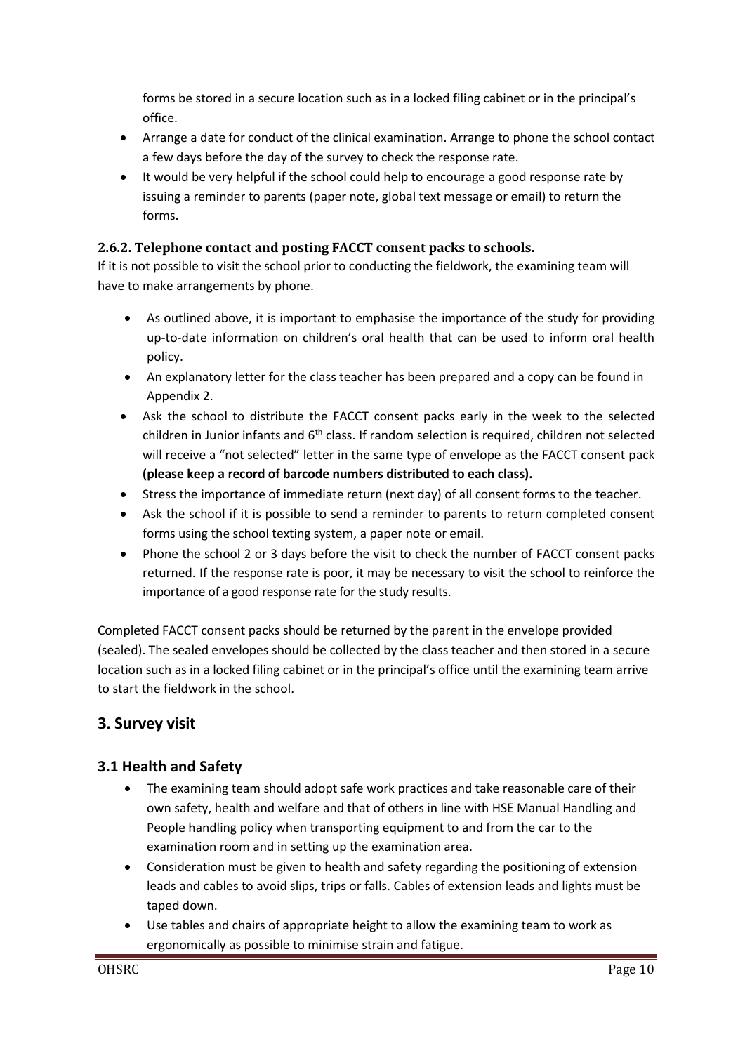forms be stored in a secure location such as in a locked filing cabinet or in the principal's office.

- Arrange a date for conduct of the clinical examination. Arrange to phone the school contact a few days before the day of the survey to check the response rate.
- It would be very helpful if the school could help to encourage a good response rate by issuing a reminder to parents (paper note, global text message or email) to return the forms.

### 2.6.2. Telephone contact and posting FACCT consent packs to schools.

If it is not possible to visit the school prior to conducting the fieldwork, the examining team will have to make arrangements by phone.

- As outlined above, it is important to emphasise the importance of the study for providing up-to-date information on children's oral health that can be used to inform oral health policy.
- An explanatory letter for the class teacher has been prepared and a copy can be found in Appendix 2.
- Ask the school to distribute the FACCT consent packs early in the week to the selected children in Junior infants and 6th class. If random selection is required, children not selected will receive a "not selected" letter in the same type of envelope as the FACCT consent pack **(please keep a record of barcode numbers distributed to each class).**
- Stress the importance of immediate return (next day) of all consent forms to the teacher.
- Ask the school if it is possible to send a reminder to parents to return completed consent forms using the school texting system, a paper note or email.
- Phone the school 2 or 3 days before the visit to check the number of FACCT consent packs returned. If the response rate is poor, it may be necessary to visit the school to reinforce the importance of a good response rate for the study results.

Completed FACCT consent packs should be returned by the parent in the envelope provided (sealed). The sealed envelopes should be collected by the class teacher and then stored in a secure location such as in a locked filing cabinet or in the principal's office until the examining team arrive to start the fieldwork in the school.

## 3. Survey visit

### 3.1 Health and Safety

- The examining team should adopt safe work practices and take reasonable care of their own safety, health and welfare and that of others in line with HSE Manual Handling and People handling policy when transporting equipment to and from the car to the examination room and in setting up the examination area.
- Consideration must be given to health and safety regarding the positioning of extension leads and cables to avoid slips, trips or falls. Cables of extension leads and lights must be taped down.
- Use tables and chairs of appropriate height to allow the examining team to work as ergonomically as possible to minimise strain and fatigue.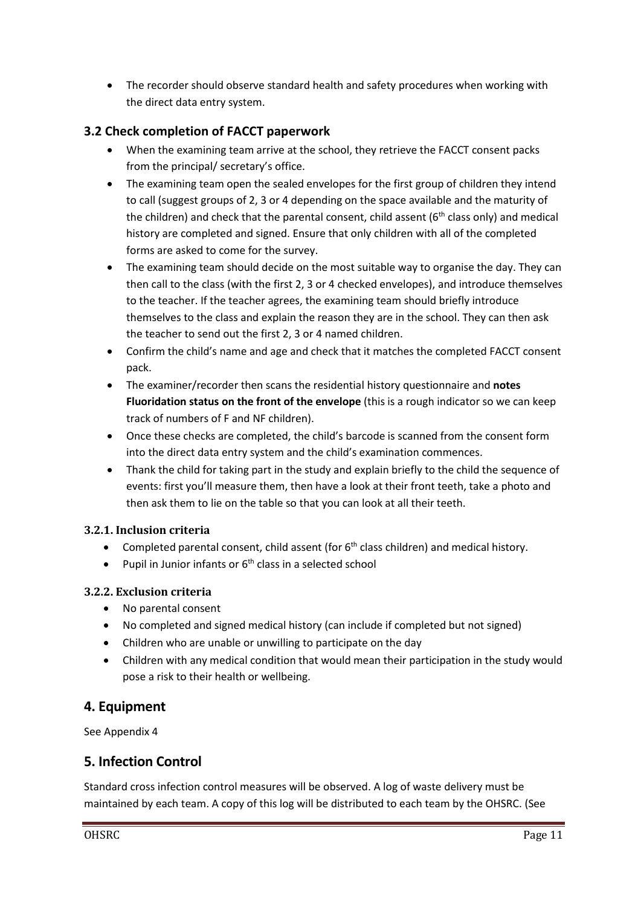- The recorder should observe standard health and safety procedures when working with the direct data entry system.

## 3.2 Check completion of FACCT paperwork

- When the examining team arrive at the school, they retrieve the FACCT consent packs from the principal/ secretary's office.
- The examining team open the sealed envelopes for the first group of children they intend to call (suggest groups of 2, 3 or 4 depending on the space available and the maturity of the children) and check that the parental consent, child assent (6th class only) and medical history are completed and signed. Ensure that only children with all of the completed forms are asked to come for the survey.
- The examining team should decide on the most suitable way to organise the day. They can then call to the class (with the first 2, 3 or 4 checked envelopes), and introduce themselves to the teacher. If the teacher agrees, the examining team should briefly introduce themselves to the class and explain the reason they are in the school. They can then ask the teacher to send out the first 2, 3 or 4 named children.
- Confirm the child's name and age and check that it matches the completed FACCT consent pack.
- The examiner/recorder then scans the residential history questionnaire and **notes Fluoridation status on the front of the envelope** (this is a rough indicator so we can keep track of numbers of F and NF children).
- Once these checks are completed, the child's barcode is scanned from the consent form into the direct data entry system and the child's examination commences.
- Thank the child for taking part in the study and explain briefly to the child the sequence of events: first you'll measure them, then have a look at their front teeth, take a photo and then ask them to lie on the table so that you can look at all their teeth.

### 3.2.1. Inclusion criteria

- Completed parental consent, child assent (for 6th class children) and medical history.
- Pupil in Junior infants or 6th class in a selected school

### 3.2.2. Exclusion criteria

- No parental consent
- No completed and signed medical history (can include if completed but not signed)
- Children who are unable or unwilling to participate on the day
- Children with any medical condition that would mean their participation in the study would pose a risk to their health or wellbeing.

## 4. Equipment

See Appendix 4

## 5. Infection Control

Standard cross infection control measures will be observed. A log of waste delivery must be maintained by each team. A copy of this log will be distributed to each team by the OHSRC. (See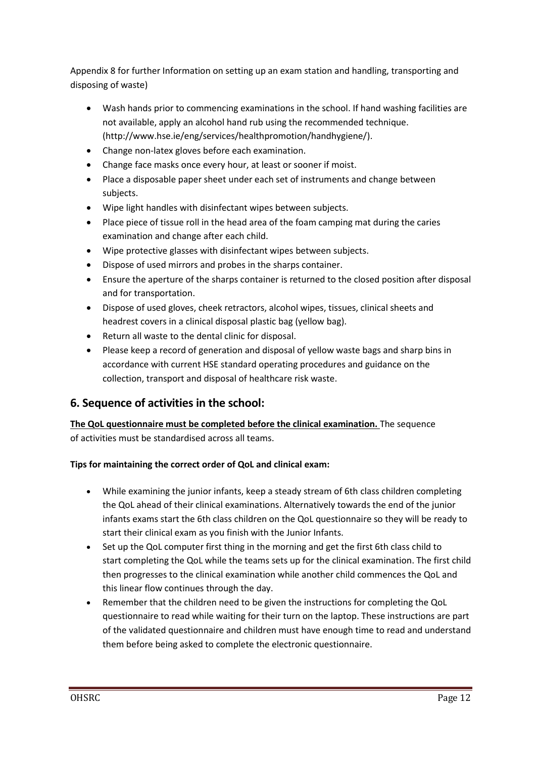Appendix 8 for further Information on setting up an exam station and handling, transporting and disposing of waste)

- Wash hands prior to commencing examinations in the school. If hand washing facilities are not available, apply an alcohol hand rub using the recommended technique. (http://www.hse.ie/eng/services/healthpromotion/handhygiene/).
- Change non-latex gloves before each examination.
- Change face masks once every hour, at least or sooner if moist.
- Place a disposable paper sheet under each set of instruments and change between subjects.
- Wipe light handles with disinfectant wipes between subjects.
- Place piece of tissue roll in the head area of the foam camping mat during the caries examination and change after each child.
- Wipe protective glasses with disinfectant wipes between subjects.
- Dispose of used mirrors and probes in the sharps container.
- Ensure the aperture of the sharps container is returned to the closed position after disposal and for transportation.
- Dispose of used gloves, cheek retractors, alcohol wipes, tissues, clinical sheets and headrest covers in a clinical disposal plastic bag (yellow bag).
- Return all waste to the dental clinic for disposal.
- Please keep a record of generation and disposal of yellow waste bags and sharp bins in accordance with current HSE standard operating procedures and guidance on the collection, transport and disposal of healthcare risk waste.

## 6. Sequence of activities in the school:

**The QoL questionnaire must be completed before the clinical examination.** The sequence of activities must be standardised across all teams.

**Tips for maintaining the correct order of QoL and clinical exam:**

- While examining the junior infants, keep a steady stream of 6th class children completing the QoL ahead of their clinical examinations. Alternatively towards the end of the junior infants exams start the 6th class children on the QoL questionnaire so they will be ready to start their clinical exam as you finish with the Junior Infants.
- Set up the QoL computer first thing in the morning and get the first 6th class child to start completing the QoL while the teams sets up for the clinical examination. The first child then progresses to the clinical examination while another child commences the QoL and this linear flow continues through the day.
- Remember that the children need to be given the instructions for completing the QoL questionnaire to read while waiting for their turn on the laptop. These instructions are part of the validated questionnaire and children must have enough time to read and understand them before being asked to complete the electronic questionnaire.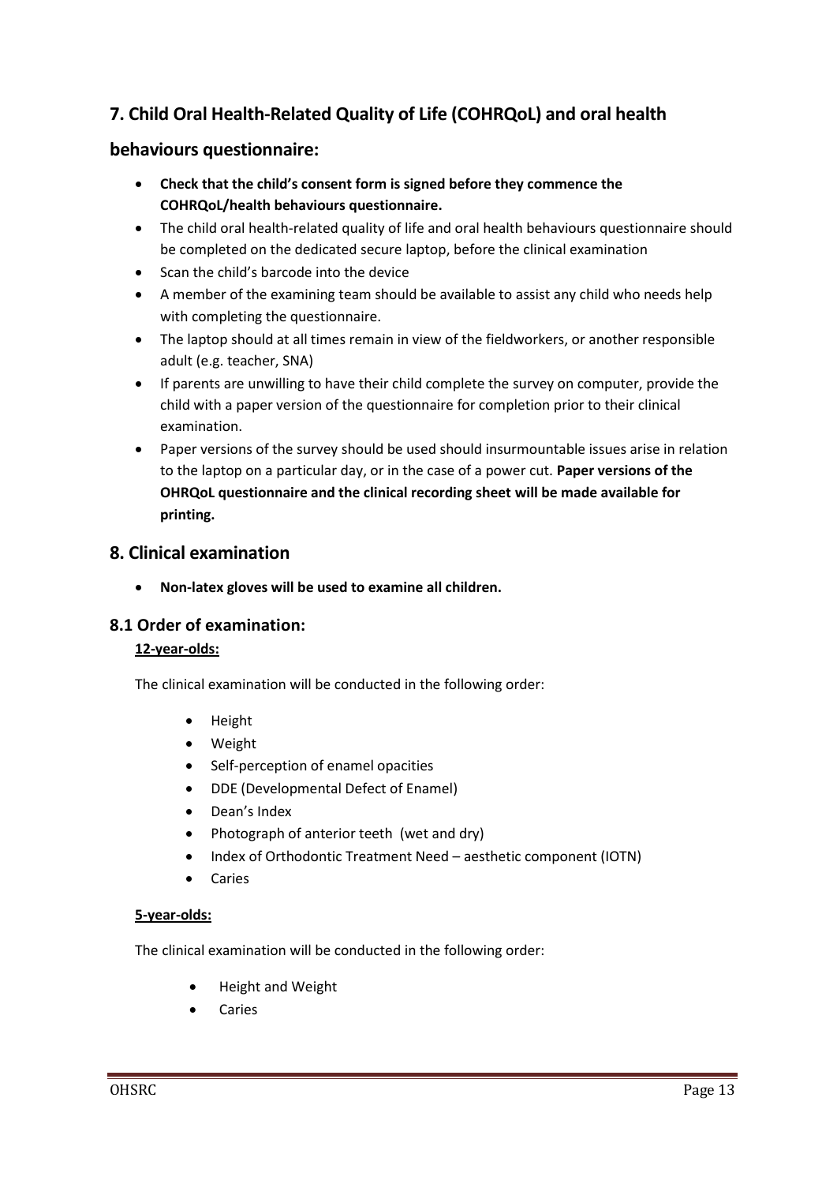## 7. Child Oral Health-Related Quality of Life (COHRQoL) and oral health behaviours questionnaire:

- **Check that the child's consent form is signed before they commence the COHRQoL/health behaviours questionnaire.**
- The child oral health-related quality of life and oral health behaviours questionnaire should be completed on the dedicated secure laptop, before the clinical examination
- Scan the child's barcode into the device
- A member of the examining team should be available to assist any child who needs help with completing the questionnaire.
- The laptop should at all times remain in view of the fieldworkers, or another responsible adult (e.g. teacher, SNA)
- If parents are unwilling to have their child complete the survey on computer, provide the child with a paper version of the questionnaire for completion prior to their clinical examination.
- Paper versions of the survey should be used should insurmountable issues arise in relation to the laptop on a particular day, or in the case of a power cut. **Paper versions of the OHRQoL questionnaire and the clinical recording sheet will be made available for printing.**

## 8. Clinical examination

- **Non-latex gloves will be used to examine all children.**

### 8.1 Order of examination:

**12-year-olds:**

The clinical examination will be conducted in the following order:

- Height
- Weight
- Self-perception of enamel opacities
- DDE (Developmental Defect of Enamel)
- Dean's Index
- Photograph of anterior teeth (wet and dry)
- Index of Orthodontic Treatment Need – aesthetic component (IOTN)
- Caries

**5-year-olds:**

The clinical examination will be conducted in the following order:

- Height and Weight
- Caries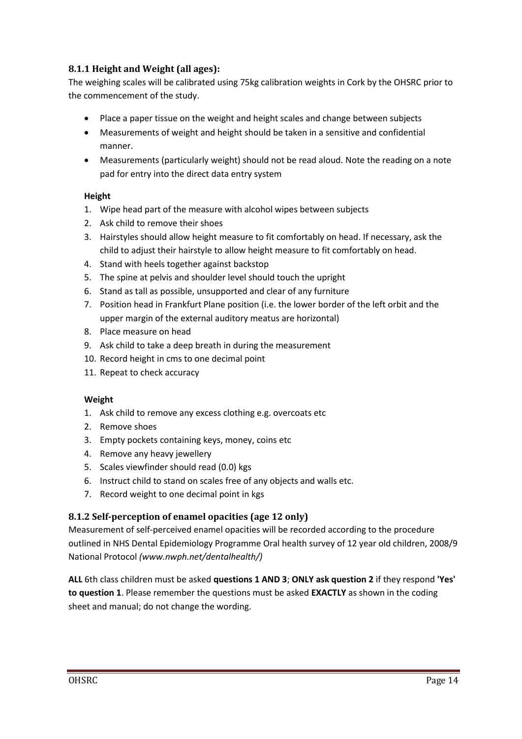### 8.1.1 Height and Weight (all ages):

The weighing scales will be calibrated using 75kg calibration weights in Cork by the OHSRC prior to the commencement of the study.

- Place a paper tissue on the weight and height scales and change between subjects
- Measurements of weight and height should be taken in a sensitive and confidential manner.
- Measurements (particularly weight) should not be read aloud. Note the reading on a note pad for entry into the direct data entry system

**Height**

1. Wipe head part of the measure with alcohol wipes between subjects
2. Ask child to remove their shoes
3. Hairstyles should allow height measure to fit comfortably on head. If necessary, ask the child to adjust their hairstyle to allow height measure to fit comfortably on head.
4. Stand with heels together against backstop
5. The spine at pelvis and shoulder level should touch the upright
6. Stand as tall as possible, unsupported and clear of any furniture
7. Position head in Frankfurt Plane position (i.e. the lower border of the left orbit and the upper margin of the external auditory meatus are horizontal)
8. Place measure on head
9. Ask child to take a deep breath in during the measurement
10. Record height in cms to one decimal point
11. Repeat to check accuracy

**Weight**

1. Ask child to remove any excess clothing e.g. overcoats etc
2. Remove shoes
3. Empty pockets containing keys, money, coins etc
4. Remove any heavy jewellery
5. Scales viewfinder should read (0.0) kgs
6. Instruct child to stand on scales free of any objects and walls etc.
7. Record weight to one decimal point in kgs

### 8.1.2 Self-perception of enamel opacities (age 12 only)

Measurement of self-perceived enamel opacities will be recorded according to the procedure outlined in NHS Dental Epidemiology Programme Oral health survey of 12 year old children, 2008/9 National Protocol *(www.nwph.net/dentalhealth/)*

**ALL** 6th class children must be asked **questions 1 AND 3**; **ONLY ask question 2** if they respond **'Yes' to question 1**. Please remember the questions must be asked **EXACTLY** as shown in the coding sheet and manual; do not change the wording.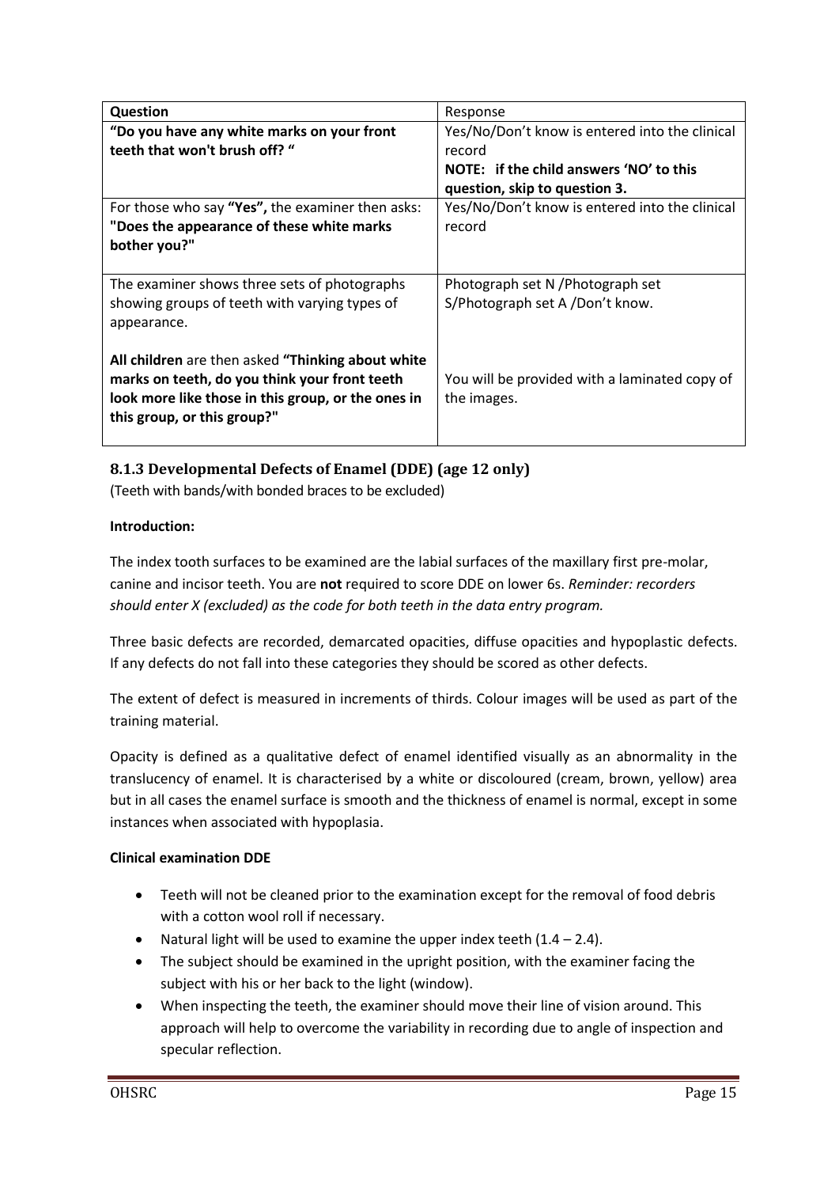| **Question** | Response |
| --- | --- |
| **"Do you have any white marks on your front teeth that won't brush off? "** | Yes/No/Don't know is entered into the clinical record<br>**NOTE: if the child answers 'NO' to this question, skip to question 3.** |
| For those who say **"Yes",** the examiner then asks: **"Does the appearance of these white marks bother you?"** | Yes/No/Don't know is entered into the clinical record |
| The examiner shows three sets of photographs showing groups of teeth with varying types of appearance.<br><br>**All children** are then asked **"Thinking about white marks on teeth, do you think your front teeth look more like those in this group, or the ones in this group, or this group?"** | Photograph set N /Photograph set S/Photograph set A /Don't know.<br><br>You will be provided with a laminated copy of the images. |

### 8.1.3 Developmental Defects of Enamel (DDE) (age 12 only)

(Teeth with bands/with bonded braces to be excluded)

**Introduction:**

The index tooth surfaces to be examined are the labial surfaces of the maxillary first pre-molar, canine and incisor teeth. You are **not** required to score DDE on lower 6s. *Reminder: recorders should enter X (excluded) as the code for both teeth in the data entry program.*

Three basic defects are recorded, demarcated opacities, diffuse opacities and hypoplastic defects. If any defects do not fall into these categories they should be scored as other defects.

The extent of defect is measured in increments of thirds. Colour images will be used as part of the training material.

Opacity is defined as a qualitative defect of enamel identified visually as an abnormality in the translucency of enamel. It is characterised by a white or discoloured (cream, brown, yellow) area but in all cases the enamel surface is smooth and the thickness of enamel is normal, except in some instances when associated with hypoplasia.

**Clinical examination DDE**

- Teeth will not be cleaned prior to the examination except for the removal of food debris with a cotton wool roll if necessary.
- Natural light will be used to examine the upper index teeth (1.4 – 2.4).
- The subject should be examined in the upright position, with the examiner facing the subject with his or her back to the light (window).
- When inspecting the teeth, the examiner should move their line of vision around. This approach will help to overcome the variability in recording due to angle of inspection and specular reflection.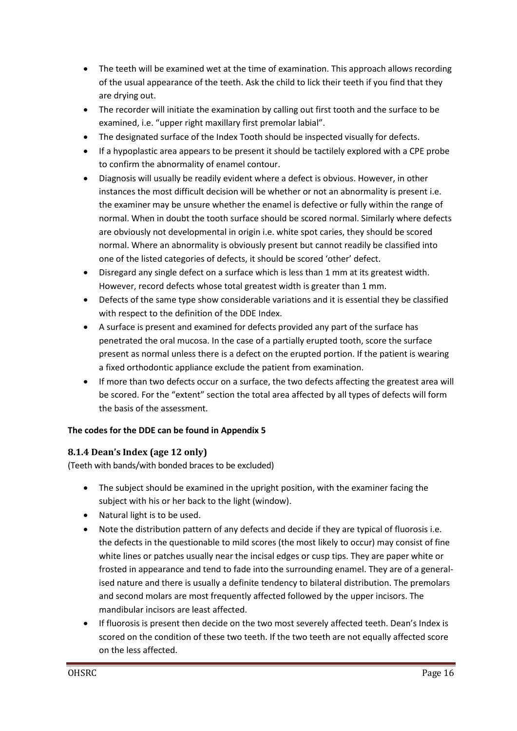- The teeth will be examined wet at the time of examination. This approach allows recording of the usual appearance of the teeth. Ask the child to lick their teeth if you find that they are drying out.
- The recorder will initiate the examination by calling out first tooth and the surface to be examined, i.e. "upper right maxillary first premolar labial".
- The designated surface of the Index Tooth should be inspected visually for defects.
- If a hypoplastic area appears to be present it should be tactilely explored with a CPE probe to confirm the abnormality of enamel contour.
- Diagnosis will usually be readily evident where a defect is obvious. However, in other instances the most difficult decision will be whether or not an abnormality is present i.e. the examiner may be unsure whether the enamel is defective or fully within the range of normal. When in doubt the tooth surface should be scored normal. Similarly where defects are obviously not developmental in origin i.e. white spot caries, they should be scored normal. Where an abnormality is obviously present but cannot readily be classified into one of the listed categories of defects, it should be scored 'other' defect.
- Disregard any single defect on a surface which is less than 1 mm at its greatest width. However, record defects whose total greatest width is greater than 1 mm.
- Defects of the same type show considerable variations and it is essential they be classified with respect to the definition of the DDE Index.
- A surface is present and examined for defects provided any part of the surface has penetrated the oral mucosa. In the case of a partially erupted tooth, score the surface present as normal unless there is a defect on the erupted portion. If the patient is wearing a fixed orthodontic appliance exclude the patient from examination.
- If more than two defects occur on a surface, the two defects affecting the greatest area will be scored. For the "extent" section the total area affected by all types of defects will form the basis of the assessment.

**The codes for the DDE can be found in Appendix 5**

### 8.1.4 Dean's Index (age 12 only)

(Teeth with bands/with bonded braces to be excluded)

- The subject should be examined in the upright position, with the examiner facing the subject with his or her back to the light (window).
- Natural light is to be used.
- Note the distribution pattern of any defects and decide if they are typical of fluorosis i.e. the defects in the questionable to mild scores (the most likely to occur) may consist of fine white lines or patches usually near the incisal edges or cusp tips. They are paper white or frosted in appearance and tend to fade into the surrounding enamel. They are of a general-ised nature and there is usually a definite tendency to bilateral distribution. The premolars and second molars are most frequently affected followed by the upper incisors. The mandibular incisors are least affected.
- If fluorosis is present then decide on the two most severely affected teeth. Dean's Index is scored on the condition of these two teeth. If the two teeth are not equally affected score on the less affected.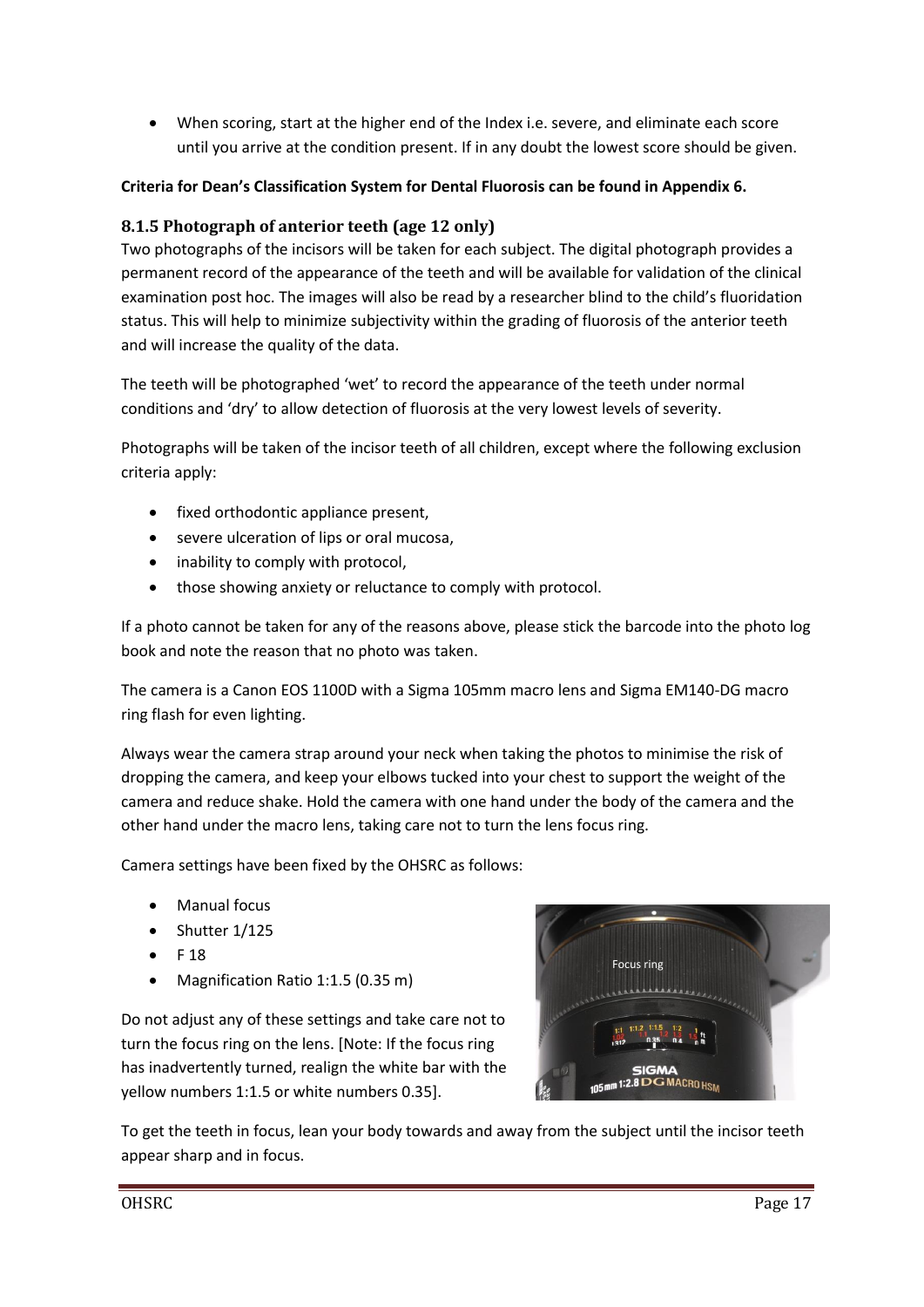- When scoring, start at the higher end of the Index i.e. severe, and eliminate each score until you arrive at the condition present. If in any doubt the lowest score should be given.

**Criteria for Dean's Classification System for Dental Fluorosis can be found in Appendix 6.**

### 8.1.5 Photograph of anterior teeth (age 12 only)

Two photographs of the incisors will be taken for each subject. The digital photograph provides a permanent record of the appearance of the teeth and will be available for validation of the clinical examination post hoc. The images will also be read by a researcher blind to the child's fluoridation status. This will help to minimize subjectivity within the grading of fluorosis of the anterior teeth and will increase the quality of the data.

The teeth will be photographed 'wet' to record the appearance of the teeth under normal conditions and 'dry' to allow detection of fluorosis at the very lowest levels of severity.

Photographs will be taken of the incisor teeth of all children, except where the following exclusion criteria apply:

- fixed orthodontic appliance present,
- severe ulceration of lips or oral mucosa,
- inability to comply with protocol,
- those showing anxiety or reluctance to comply with protocol.

If a photo cannot be taken for any of the reasons above, please stick the barcode into the photo log book and note the reason that no photo was taken.

The camera is a Canon EOS 1100D with a Sigma 105mm macro lens and Sigma EM140-DG macro ring flash for even lighting.

Always wear the camera strap around your neck when taking the photos to minimise the risk of dropping the camera, and keep your elbows tucked into your chest to support the weight of the camera and reduce shake. Hold the camera with one hand under the body of the camera and the other hand under the macro lens, taking care not to turn the lens focus ring.

Camera settings have been fixed by the OHSRC as follows:

- Manual focus
- Shutter 1/125
- F 18
- Magnification Ratio 1:1.5 (0.35 m)

Do not adjust any of these settings and take care not to turn the focus ring on the lens. [Note: If the focus ring has inadvertently turned, realign the white bar with the yellow numbers 1:1.5 or white numbers 0.35].

To get the teeth in focus, lean your body towards and away from the subject until the incisor teeth appear sharp and in focus.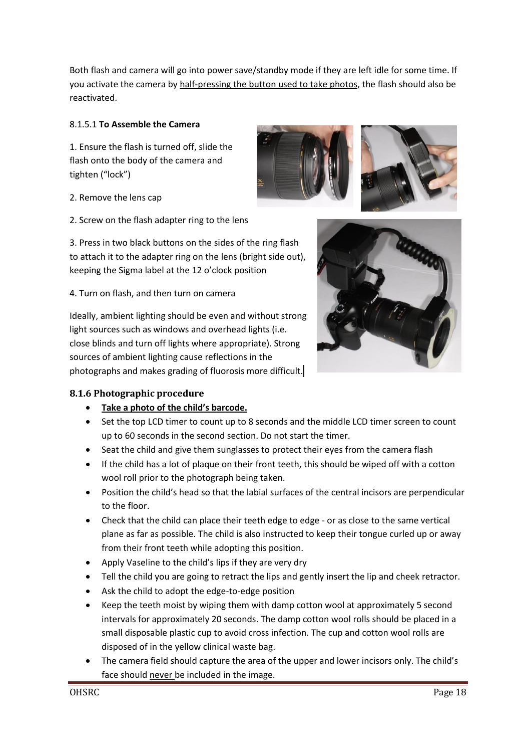Both flash and camera will go into power save/standby mode if they are left idle for some time. If you activate the camera by half-pressing the button used to take photos, the flash should also be reactivated.

8.1.5.1 **To Assemble the Camera**

1. Ensure the flash is turned off, slide the flash onto the body of the camera and tighten ("lock")

2. Remove the lens cap

2. Screw on the flash adapter ring to the lens

3. Press in two black buttons on the sides of the ring flash to attach it to the adapter ring on the lens (bright side out), keeping the Sigma label at the 12 o'clock position

4. Turn on flash, and then turn on camera

Ideally, ambient lighting should be even and without strong light sources such as windows and overhead lights (i.e. close blinds and turn off lights where appropriate). Strong sources of ambient lighting cause reflections in the photographs and makes grading of fluorosis more difficult.

### 8.1.6 Photographic procedure

- **Take a photo of the child's barcode.**
- Set the top LCD timer to count up to 8 seconds and the middle LCD timer screen to count up to 60 seconds in the second section. Do not start the timer.
- Seat the child and give them sunglasses to protect their eyes from the camera flash
- If the child has a lot of plaque on their front teeth, this should be wiped off with a cotton wool roll prior to the photograph being taken.
- Position the child's head so that the labial surfaces of the central incisors are perpendicular to the floor.
- Check that the child can place their teeth edge to edge - or as close to the same vertical plane as far as possible. The child is also instructed to keep their tongue curled up or away from their front teeth while adopting this position.
- Apply Vaseline to the child's lips if they are very dry
- Tell the child you are going to retract the lips and gently insert the lip and cheek retractor.
- Ask the child to adopt the edge-to-edge position
- Keep the teeth moist by wiping them with damp cotton wool at approximately 5 second intervals for approximately 20 seconds. The damp cotton wool rolls should be placed in a small disposable plastic cup to avoid cross infection. The cup and cotton wool rolls are disposed of in the yellow clinical waste bag.
- The camera field should capture the area of the upper and lower incisors only. The child's face should never be included in the image.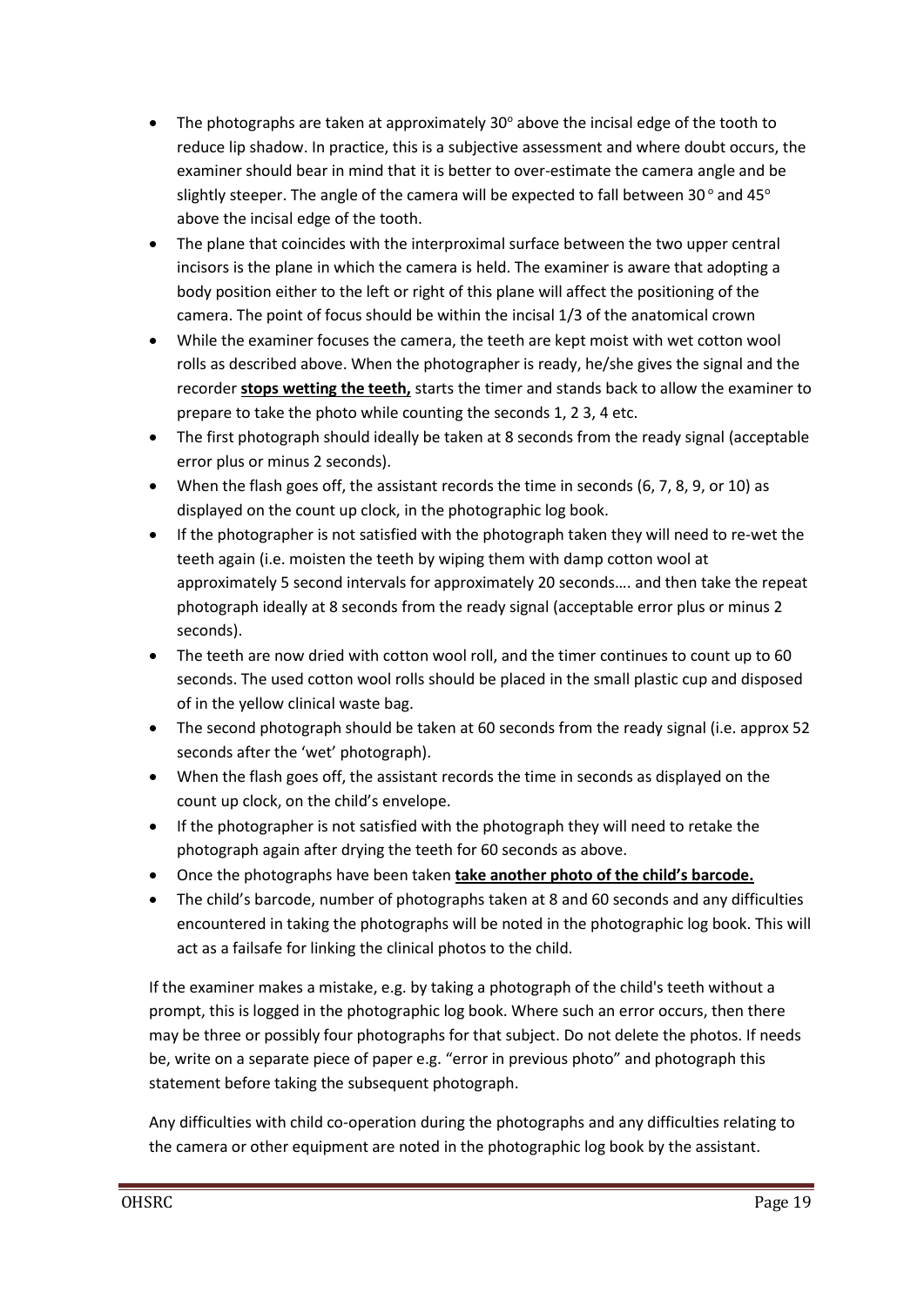- The photographs are taken at approximately 30° above the incisal edge of the tooth to reduce lip shadow. In practice, this is a subjective assessment and where doubt occurs, the examiner should bear in mind that it is better to over-estimate the camera angle and be slightly steeper. The angle of the camera will be expected to fall between 30 ° and 45° above the incisal edge of the tooth.
- The plane that coincides with the interproximal surface between the two upper central incisors is the plane in which the camera is held. The examiner is aware that adopting a body position either to the left or right of this plane will affect the positioning of the camera. The point of focus should be within the incisal 1/3 of the anatomical crown
- While the examiner focuses the camera, the teeth are kept moist with wet cotton wool rolls as described above. When the photographer is ready, he/she gives the signal and the recorder **stops wetting the teeth,** starts the timer and stands back to allow the examiner to prepare to take the photo while counting the seconds 1, 2 3, 4 etc.
- The first photograph should ideally be taken at 8 seconds from the ready signal (acceptable error plus or minus 2 seconds).
- When the flash goes off, the assistant records the time in seconds (6, 7, 8, 9, or 10) as displayed on the count up clock, in the photographic log book.
- If the photographer is not satisfied with the photograph taken they will need to re-wet the teeth again (i.e. moisten the teeth by wiping them with damp cotton wool at approximately 5 second intervals for approximately 20 seconds…. and then take the repeat photograph ideally at 8 seconds from the ready signal (acceptable error plus or minus 2 seconds).
- The teeth are now dried with cotton wool roll, and the timer continues to count up to 60 seconds. The used cotton wool rolls should be placed in the small plastic cup and disposed of in the yellow clinical waste bag.
- The second photograph should be taken at 60 seconds from the ready signal (i.e. approx 52 seconds after the 'wet' photograph).
- When the flash goes off, the assistant records the time in seconds as displayed on the count up clock, on the child's envelope.
- If the photographer is not satisfied with the photograph they will need to retake the photograph again after drying the teeth for 60 seconds as above.
- Once the photographs have been taken **take another photo of the child's barcode.**
- The child's barcode, number of photographs taken at 8 and 60 seconds and any difficulties encountered in taking the photographs will be noted in the photographic log book. This will act as a failsafe for linking the clinical photos to the child.

If the examiner makes a mistake, e.g. by taking a photograph of the child's teeth without a prompt, this is logged in the photographic log book. Where such an error occurs, then there may be three or possibly four photographs for that subject. Do not delete the photos. If needs be, write on a separate piece of paper e.g. "error in previous photo" and photograph this statement before taking the subsequent photograph.

Any difficulties with child co-operation during the photographs and any difficulties relating to the camera or other equipment are noted in the photographic log book by the assistant.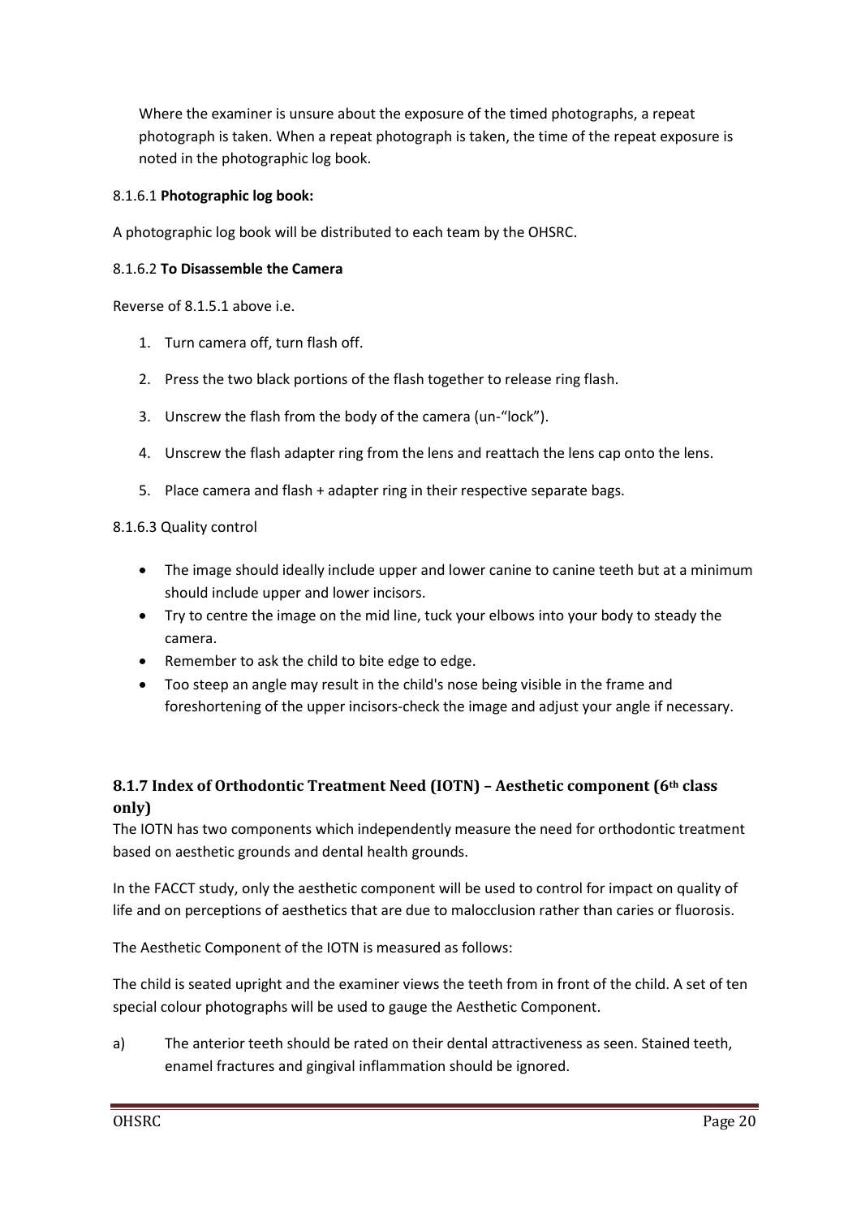Where the examiner is unsure about the exposure of the timed photographs, a repeat photograph is taken. When a repeat photograph is taken, the time of the repeat exposure is noted in the photographic log book.

8.1.6.1 **Photographic log book:**

A photographic log book will be distributed to each team by the OHSRC.

8.1.6.2 **To Disassemble the Camera**

Reverse of 8.1.5.1 above i.e.

1. Turn camera off, turn flash off.
2. Press the two black portions of the flash together to release ring flash.
3. Unscrew the flash from the body of the camera (un-"lock").
4. Unscrew the flash adapter ring from the lens and reattach the lens cap onto the lens.
5. Place camera and flash + adapter ring in their respective separate bags.

8.1.6.3 Quality control

- The image should ideally include upper and lower canine to canine teeth but at a minimum should include upper and lower incisors.
- Try to centre the image on the mid line, tuck your elbows into your body to steady the camera.
- Remember to ask the child to bite edge to edge.
- Too steep an angle may result in the child's nose being visible in the frame and foreshortening of the upper incisors-check the image and adjust your angle if necessary.

### 8.1.7 Index of Orthodontic Treatment Need (IOTN) – Aesthetic component (6th class only)

The IOTN has two components which independently measure the need for orthodontic treatment based on aesthetic grounds and dental health grounds.

In the FACCT study, only the aesthetic component will be used to control for impact on quality of life and on perceptions of aesthetics that are due to malocclusion rather than caries or fluorosis.

The Aesthetic Component of the IOTN is measured as follows:

The child is seated upright and the examiner views the teeth from in front of the child. A set of ten special colour photographs will be used to gauge the Aesthetic Component.

a) The anterior teeth should be rated on their dental attractiveness as seen. Stained teeth, enamel fractures and gingival inflammation should be ignored.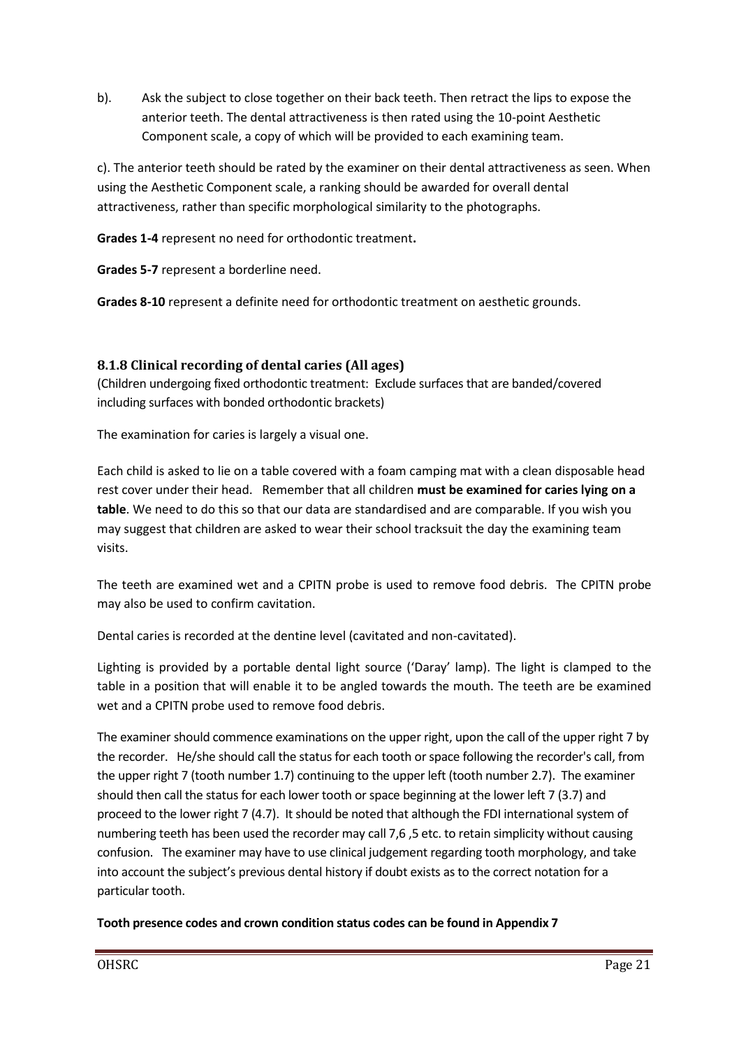b). Ask the subject to close together on their back teeth. Then retract the lips to expose the anterior teeth. The dental attractiveness is then rated using the 10-point Aesthetic Component scale, a copy of which will be provided to each examining team.

c). The anterior teeth should be rated by the examiner on their dental attractiveness as seen. When using the Aesthetic Component scale, a ranking should be awarded for overall dental attractiveness, rather than specific morphological similarity to the photographs.

**Grades 1-4** represent no need for orthodontic treatment**.**

**Grades 5-7** represent a borderline need.

**Grades 8-10** represent a definite need for orthodontic treatment on aesthetic grounds.

### 8.1.8 Clinical recording of dental caries (All ages)

(Children undergoing fixed orthodontic treatment: Exclude surfaces that are banded/covered including surfaces with bonded orthodontic brackets)

The examination for caries is largely a visual one.

Each child is asked to lie on a table covered with a foam camping mat with a clean disposable head rest cover under their head. Remember that all children **must be examined for caries lying on a table**. We need to do this so that our data are standardised and are comparable. If you wish you may suggest that children are asked to wear their school tracksuit the day the examining team visits.

The teeth are examined wet and a CPITN probe is used to remove food debris. The CPITN probe may also be used to confirm cavitation.

Dental caries is recorded at the dentine level (cavitated and non-cavitated).

Lighting is provided by a portable dental light source ('Daray' lamp). The light is clamped to the table in a position that will enable it to be angled towards the mouth. The teeth are be examined wet and a CPITN probe used to remove food debris.

The examiner should commence examinations on the upper right, upon the call of the upper right 7 by the recorder. He/she should call the status for each tooth or space following the recorder's call, from the upper right 7 (tooth number 1.7) continuing to the upper left (tooth number 2.7). The examiner should then call the status for each lower tooth or space beginning at the lower left 7 (3.7) and proceed to the lower right 7 (4.7). It should be noted that although the FDI international system of numbering teeth has been used the recorder may call 7,6 ,5 etc. to retain simplicity without causing confusion. The examiner may have to use clinical judgement regarding tooth morphology, and take into account the subject's previous dental history if doubt exists as to the correct notation for a particular tooth.

**Tooth presence codes and crown condition status codes can be found in Appendix 7**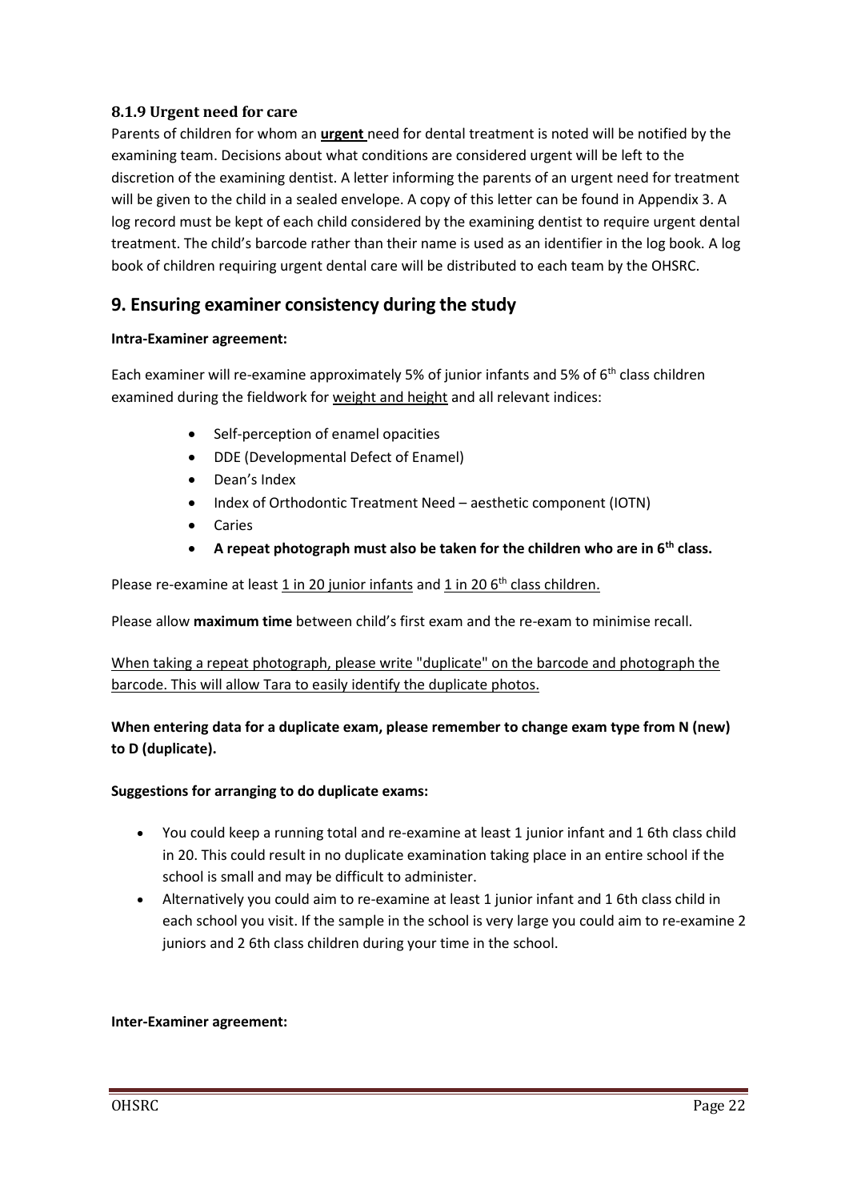### 8.1.9 Urgent need for care

Parents of children for whom an **urgent** need for dental treatment is noted will be notified by the examining team. Decisions about what conditions are considered urgent will be left to the discretion of the examining dentist. A letter informing the parents of an urgent need for treatment will be given to the child in a sealed envelope. A copy of this letter can be found in Appendix 3. A log record must be kept of each child considered by the examining dentist to require urgent dental treatment. The child's barcode rather than their name is used as an identifier in the log book. A log book of children requiring urgent dental care will be distributed to each team by the OHSRC.

## 9. Ensuring examiner consistency during the study

**Intra-Examiner agreement:**

Each examiner will re-examine approximately 5% of junior infants and 5% of 6th class children examined during the fieldwork for weight and height and all relevant indices:

- Self-perception of enamel opacities
- DDE (Developmental Defect of Enamel)
- Dean's Index
- Index of Orthodontic Treatment Need – aesthetic component (IOTN)
- Caries
- **A repeat photograph must also be taken for the children who are in 6th class.**

Please re-examine at least 1 in 20 junior infants and 1 in 20 6th class children.

Please allow **maximum time** between child's first exam and the re-exam to minimise recall.

When taking a repeat photograph, please write "duplicate" on the barcode and photograph the barcode. This will allow Tara to easily identify the duplicate photos.

**When entering data for a duplicate exam, please remember to change exam type from N (new) to D (duplicate).**

**Suggestions for arranging to do duplicate exams:**

- You could keep a running total and re-examine at least 1 junior infant and 1 6th class child in 20. This could result in no duplicate examination taking place in an entire school if the school is small and may be difficult to administer.
- Alternatively you could aim to re-examine at least 1 junior infant and 1 6th class child in each school you visit. If the sample in the school is very large you could aim to re-examine 2 juniors and 2 6th class children during your time in the school.

**Inter-Examiner agreement:**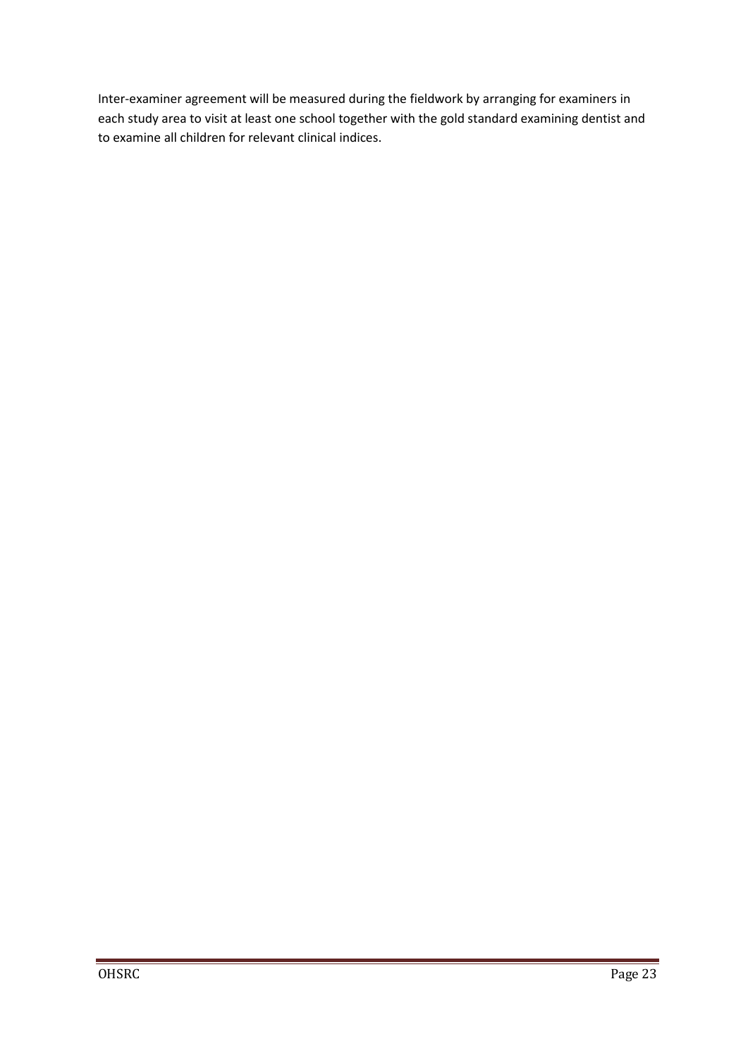Inter-examiner agreement will be measured during the fieldwork by arranging for examiners in each study area to visit at least one school together with the gold standard examining dentist and to examine all children for relevant clinical indices.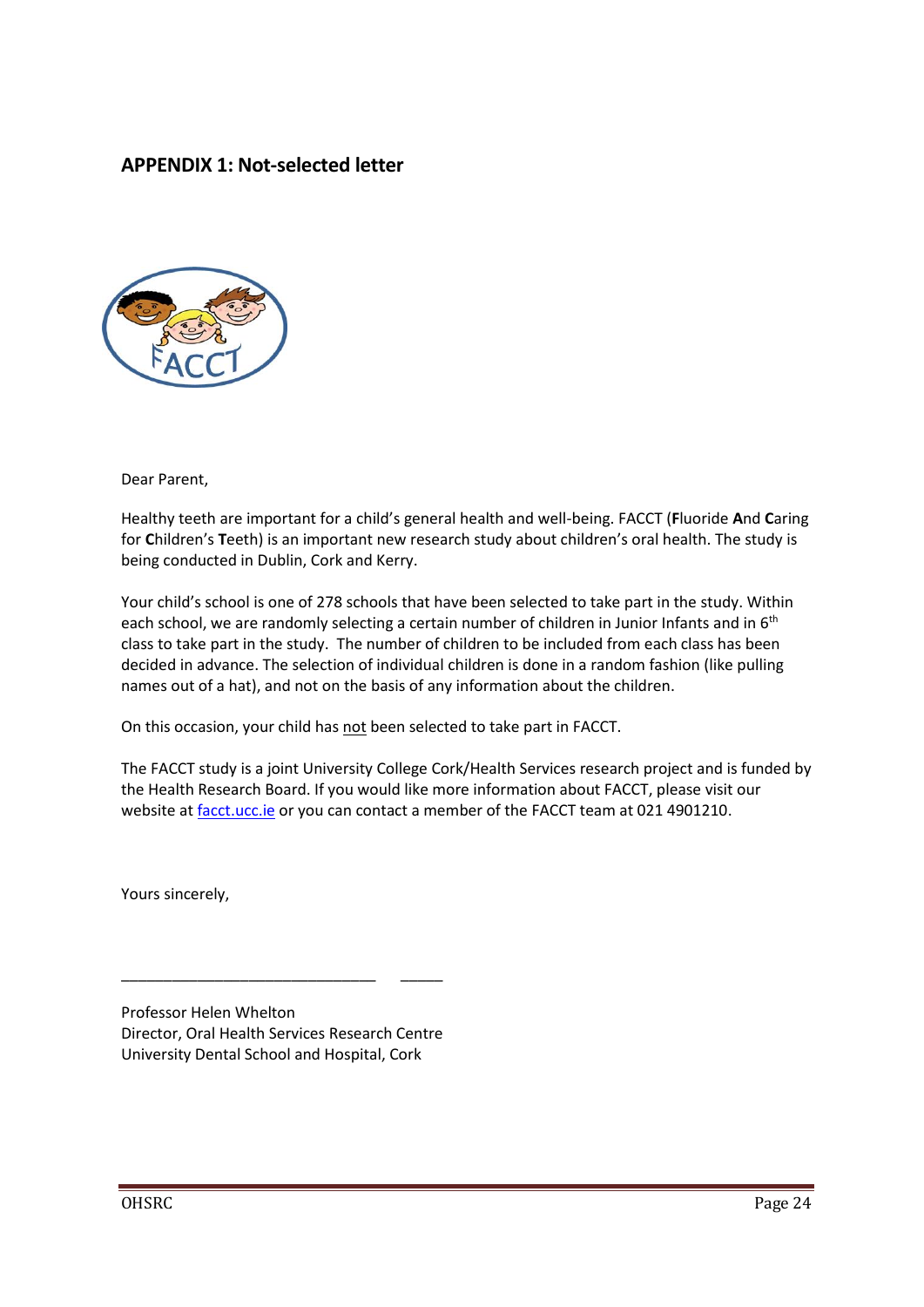## APPENDIX 1: Not-selected letter

Dear Parent,

Healthy teeth are important for a child's general health and well-being. FACCT (**F**luoride **A**nd **C**aring for **C**hildren's **T**eeth) is an important new research study about children's oral health. The study is being conducted in Dublin, Cork and Kerry.

Your child's school is one of 278 schools that have been selected to take part in the study. Within each school, we are randomly selecting a certain number of children in Junior Infants and in 6th class to take part in the study. The number of children to be included from each class has been decided in advance. The selection of individual children is done in a random fashion (like pulling names out of a hat), and not on the basis of any information about the children.

On this occasion, your child has not been selected to take part in FACCT.

The FACCT study is a joint University College Cork/Health Services research project and is funded by the Health Research Board. If you would like more information about FACCT, please visit our website at facct.ucc.ie or you can contact a member of the FACCT team at 021 4901210.

Yours sincerely,

______________________________ _____

Professor Helen Whelton
Director, Oral Health Services Research Centre
University Dental School and Hospital, Cork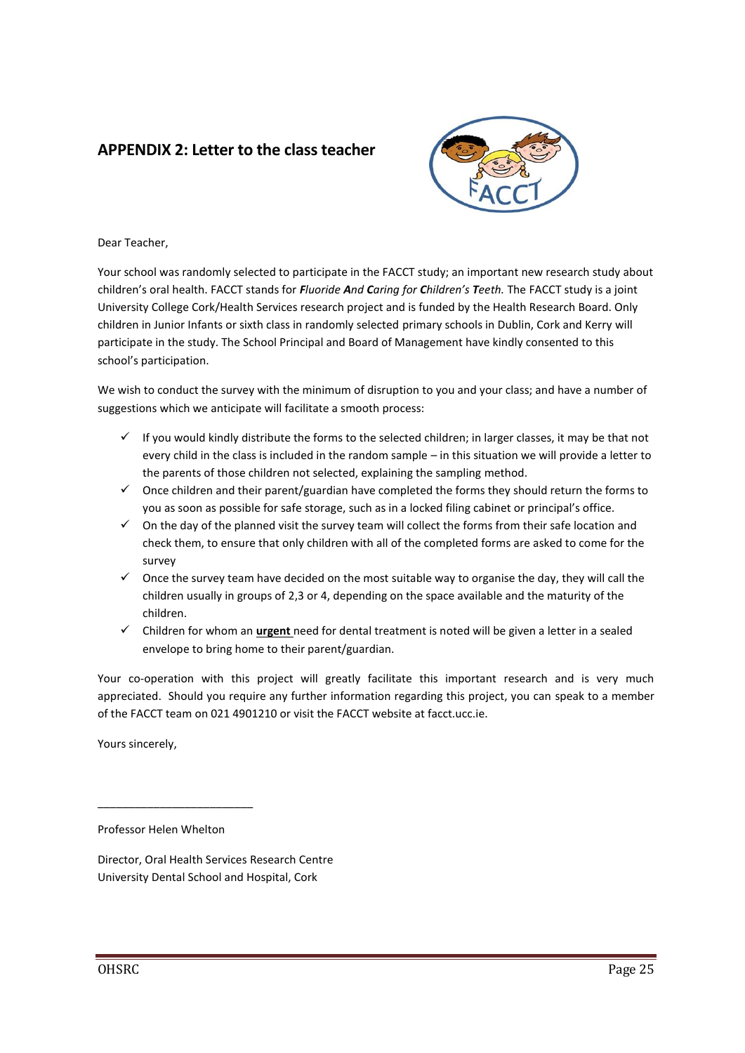## APPENDIX 2: Letter to the class teacher

Dear Teacher,

Your school was randomly selected to participate in the FACCT study; an important new research study about children's oral health. FACCT stands for ***F**luoride **A**nd **C**aring for **C**hildren's **T**eeth.* The FACCT study is a joint University College Cork/Health Services research project and is funded by the Health Research Board. Only children in Junior Infants or sixth class in randomly selected primary schools in Dublin, Cork and Kerry will participate in the study. The School Principal and Board of Management have kindly consented to this school's participation.

We wish to conduct the survey with the minimum of disruption to you and your class; and have a number of suggestions which we anticipate will facilitate a smooth process:

- ✓ If you would kindly distribute the forms to the selected children; in larger classes, it may be that not every child in the class is included in the random sample – in this situation we will provide a letter to the parents of those children not selected, explaining the sampling method.
- ✓ Once children and their parent/guardian have completed the forms they should return the forms to you as soon as possible for safe storage, such as in a locked filing cabinet or principal's office.
- ✓ On the day of the planned visit the survey team will collect the forms from their safe location and check them, to ensure that only children with all of the completed forms are asked to come for the survey
- ✓ Once the survey team have decided on the most suitable way to organise the day, they will call the children usually in groups of 2,3 or 4, depending on the space available and the maturity of the children.
- ✓ Children for whom an **urgent** need for dental treatment is noted will be given a letter in a sealed envelope to bring home to their parent/guardian.

Your co-operation with this project will greatly facilitate this important research and is very much appreciated. Should you require any further information regarding this project, you can speak to a member of the FACCT team on 021 4901210 or visit the FACCT website at facct.ucc.ie.

Yours sincerely,

\_\_\_\_\_\_\_\_\_\_\_\_\_\_\_\_\_\_\_\_\_\_\_\_\_\_

Professor Helen Whelton

Director, Oral Health Services Research Centre
University Dental School and Hospital, Cork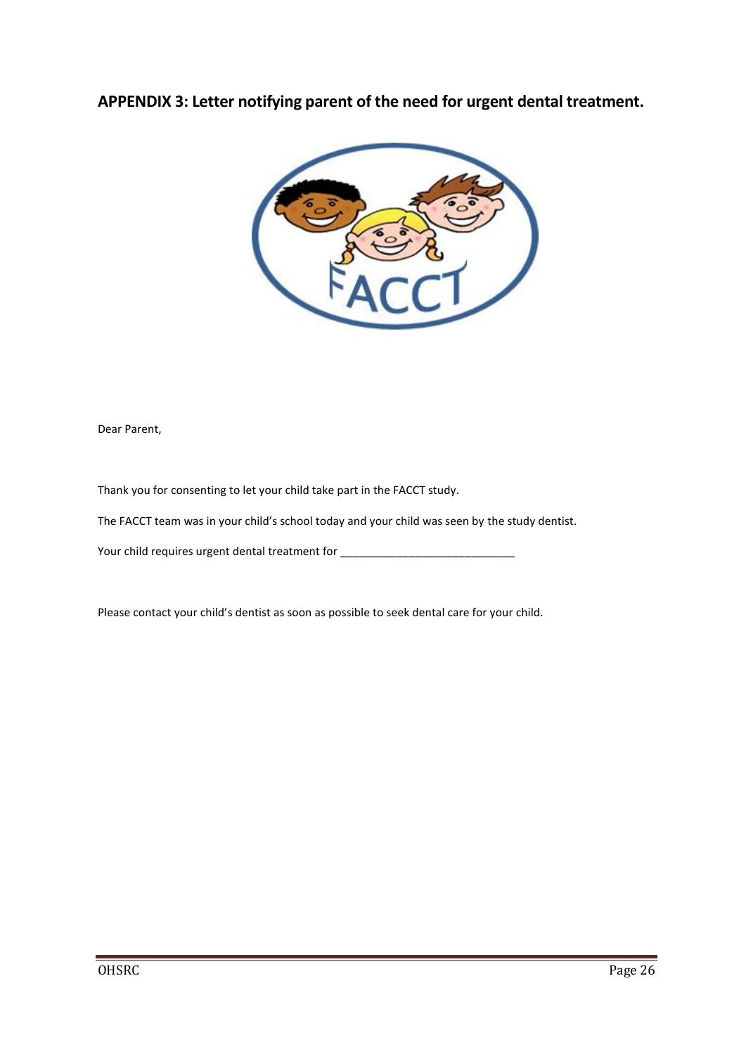## APPENDIX 3: Letter notifying parent of the need for urgent dental treatment.

Dear Parent,

Thank you for consenting to let your child take part in the FACCT study.

The FACCT team was in your child's school today and your child was seen by the study dentist.

Your child requires urgent dental treatment for ____________________________

Please contact your child's dentist as soon as possible to seek dental care for your child.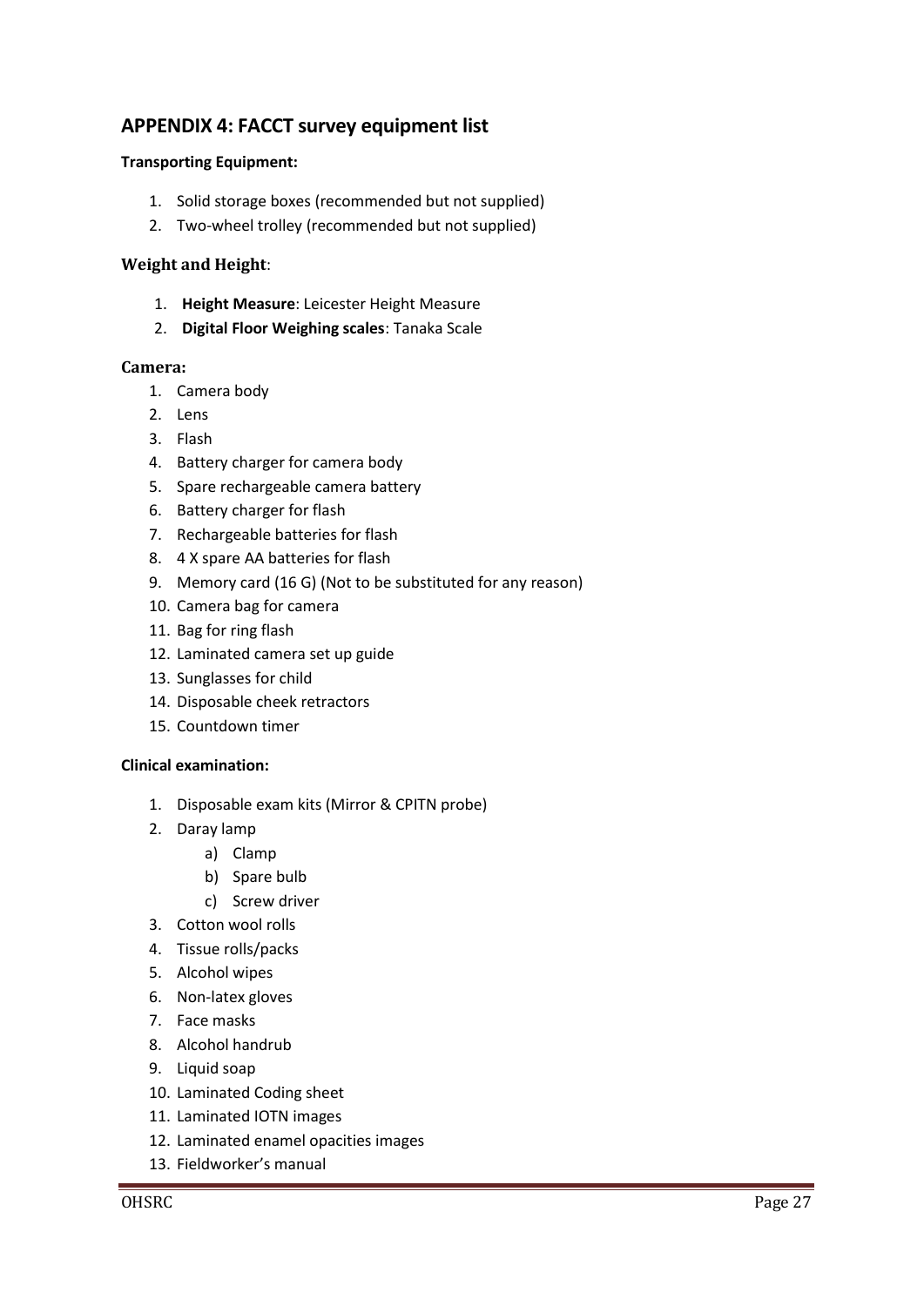## APPENDIX 4: FACCT survey equipment list

**Transporting Equipment:**

1. Solid storage boxes (recommended but not supplied)
2. Two-wheel trolley (recommended but not supplied)

**Weight and Height**:

1. **Height Measure**: Leicester Height Measure
2. **Digital Floor Weighing scales**: Tanaka Scale

**Camera:**

1. Camera body
2. Lens
3. Flash
4. Battery charger for camera body
5. Spare rechargeable camera battery
6. Battery charger for flash
7. Rechargeable batteries for flash
8. 4 X spare AA batteries for flash
9. Memory card (16 G) (Not to be substituted for any reason)
10. Camera bag for camera
11. Bag for ring flash
12. Laminated camera set up guide
13. Sunglasses for child
14. Disposable cheek retractors
15. Countdown timer

**Clinical examination:**

1. Disposable exam kits (Mirror & CPITN probe)
2. Daray lamp
   a) Clamp
   b) Spare bulb
   c) Screw driver
3. Cotton wool rolls
4. Tissue rolls/packs
5. Alcohol wipes
6. Non-latex gloves
7. Face masks
8. Alcohol handrub
9. Liquid soap
10. Laminated Coding sheet
11. Laminated IOTN images
12. Laminated enamel opacities images
13. Fieldworker's manual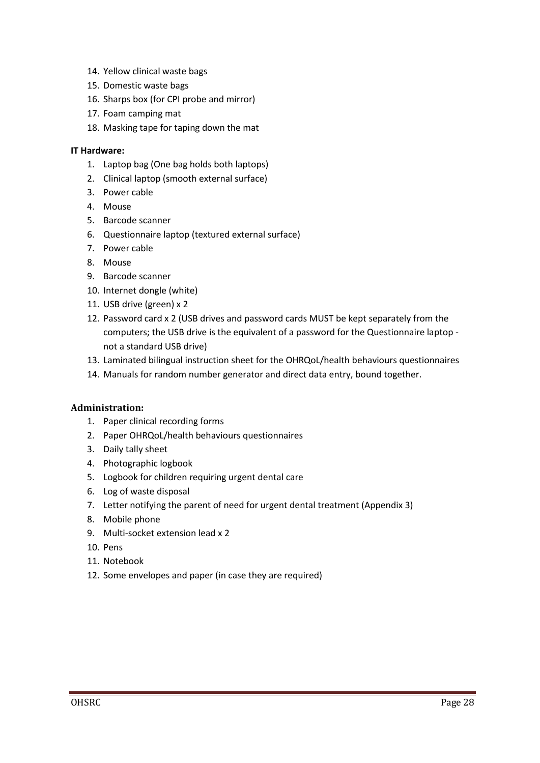14. Yellow clinical waste bags
15. Domestic waste bags
16. Sharps box (for CPI probe and mirror)
17. Foam camping mat
18. Masking tape for taping down the mat

**IT Hardware:**

1. Laptop bag (One bag holds both laptops)
2. Clinical laptop (smooth external surface)
3. Power cable
4. Mouse
5. Barcode scanner
6. Questionnaire laptop (textured external surface)
7. Power cable
8. Mouse
9. Barcode scanner
10. Internet dongle (white)
11. USB drive (green) x 2
12. Password card x 2 (USB drives and password cards MUST be kept separately from the computers; the USB drive is the equivalent of a password for the Questionnaire laptop - not a standard USB drive)
13. Laminated bilingual instruction sheet for the OHRQoL/health behaviours questionnaires
14. Manuals for random number generator and direct data entry, bound together.

### Administration:

1. Paper clinical recording forms
2. Paper OHRQoL/health behaviours questionnaires
3. Daily tally sheet
4. Photographic logbook
5. Logbook for children requiring urgent dental care
6. Log of waste disposal
7. Letter notifying the parent of need for urgent dental treatment (Appendix 3)
8. Mobile phone
9. Multi-socket extension lead x 2
10. Pens
11. Notebook
12. Some envelopes and paper (in case they are required)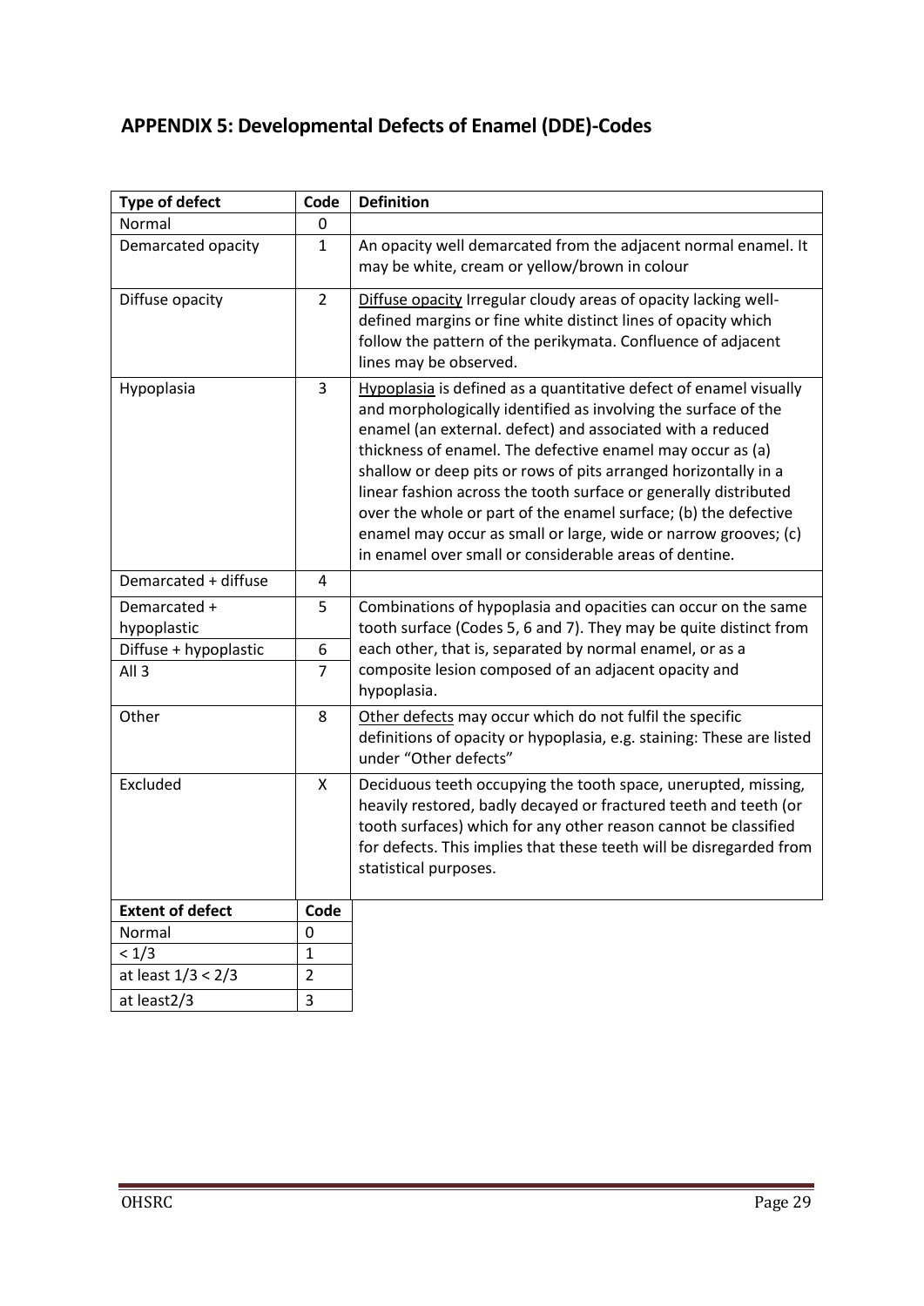## APPENDIX 5: Developmental Defects of Enamel (DDE)-Codes

| Type of defect | Code | Definition |
|---|---|---|
| Normal | 0 | |
| Demarcated opacity | 1 | An opacity well demarcated from the adjacent normal enamel. It may be white, cream or yellow/brown in colour |
| Diffuse opacity | 2 | Diffuse opacity Irregular cloudy areas of opacity lacking well-defined margins or fine white distinct lines of opacity which follow the pattern of the perikymata. Confluence of adjacent lines may be observed. |
| Hypoplasia | 3 | Hypoplasia is defined as a quantitative defect of enamel visually and morphologically identified as involving the surface of the enamel (an external. defect) and associated with a reduced thickness of enamel. The defective enamel may occur as (a) shallow or deep pits or rows of pits arranged horizontally in a linear fashion across the tooth surface or generally distributed over the whole or part of the enamel surface; (b) the defective enamel may occur as small or large, wide or narrow grooves; (c) in enamel over small or considerable areas of dentine. |
| Demarcated + diffuse | 4 | |
| Demarcated + hypoplastic | 5 | Combinations of hypoplasia and opacities can occur on the same tooth surface (Codes 5, 6 and 7). They may be quite distinct from each other, that is, separated by normal enamel, or as a composite lesion composed of an adjacent opacity and hypoplasia. |
| Diffuse + hypoplastic | 6 | |
| All 3 | 7 | |
| Other | 8 | Other defects may occur which do not fulfil the specific definitions of opacity or hypoplasia, e.g. staining: These are listed under "Other defects" |
| Excluded | X | Deciduous teeth occupying the tooth space, unerupted, missing, heavily restored, badly decayed or fractured teeth and teeth (or tooth surfaces) which for any other reason cannot be classified for defects. This implies that these teeth will be disregarded from statistical purposes. |

| Extent of defect | Code |
|---|---|
| Normal | 0 |
| < 1/3 | 1 |
| at least 1/3 < 2/3 | 2 |
| at least2/3 | 3 |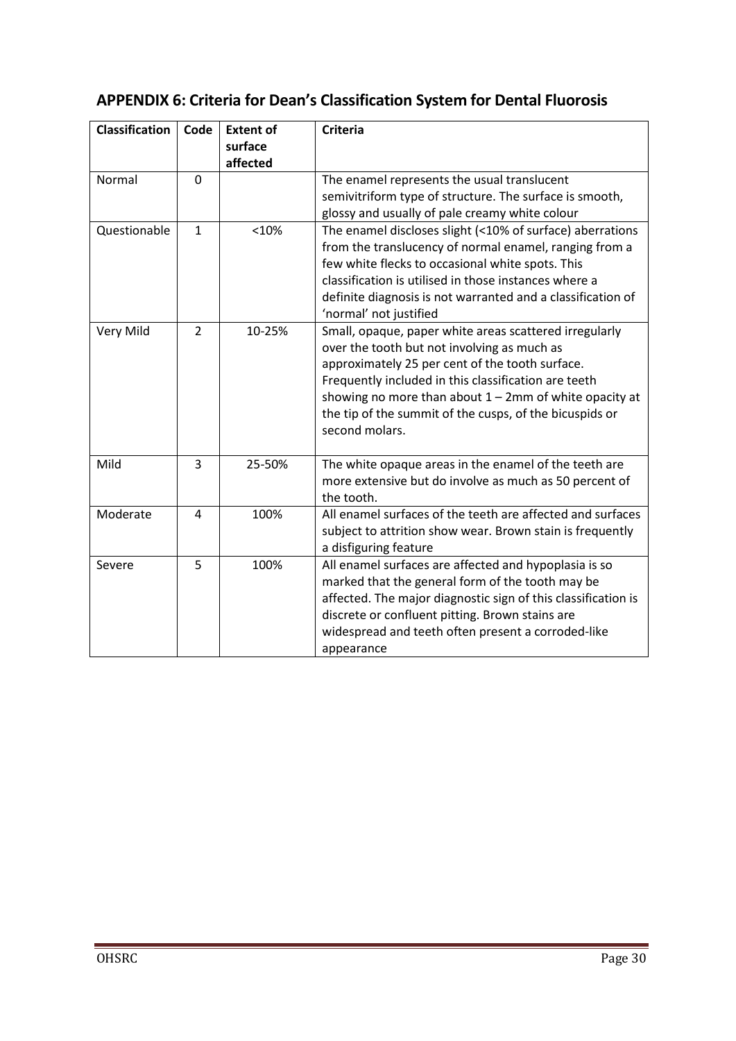## APPENDIX 6: Criteria for Dean's Classification System for Dental Fluorosis

| Classification | Code | Extent of surface affected | Criteria |
|---|---|---|---|
| Normal | 0 | | The enamel represents the usual translucent semivitriform type of structure. The surface is smooth, glossy and usually of pale creamy white colour |
| Questionable | 1 | <10% | The enamel discloses slight (<10% of surface) aberrations from the translucency of normal enamel, ranging from a few white flecks to occasional white spots. This classification is utilised in those instances where a definite diagnosis is not warranted and a classification of 'normal' not justified |
| Very Mild | 2 | 10-25% | Small, opaque, paper white areas scattered irregularly over the tooth but not involving as much as approximately 25 per cent of the tooth surface. Frequently included in this classification are teeth showing no more than about 1 – 2mm of white opacity at the tip of the summit of the cusps, of the bicuspids or second molars. |
| Mild | 3 | 25-50% | The white opaque areas in the enamel of the teeth are more extensive but do involve as much as 50 percent of the tooth. |
| Moderate | 4 | 100% | All enamel surfaces of the teeth are affected and surfaces subject to attrition show wear. Brown stain is frequently a disfiguring feature |
| Severe | 5 | 100% | All enamel surfaces are affected and hypoplasia is so marked that the general form of the tooth may be affected. The major diagnostic sign of this classification is discrete or confluent pitting. Brown stains are widespread and teeth often present a corroded-like appearance |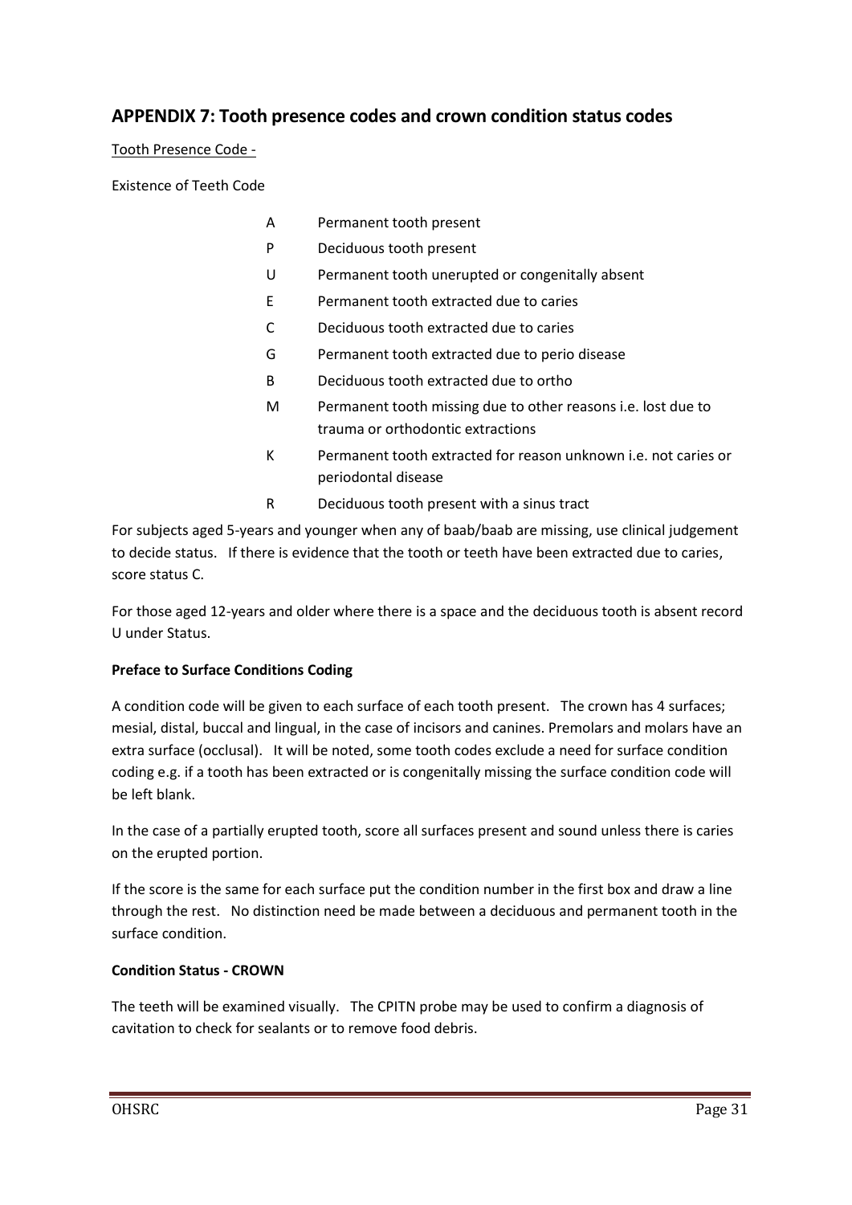## APPENDIX 7: Tooth presence codes and crown condition status codes

Tooth Presence Code -

Existence of Teeth Code

| Code | Description |
|---|---|
| A | Permanent tooth present |
| P | Deciduous tooth present |
| U | Permanent tooth unerupted or congenitally absent |
| E | Permanent tooth extracted due to caries |
| C | Deciduous tooth extracted due to caries |
| G | Permanent tooth extracted due to perio disease |
| B | Deciduous tooth extracted due to ortho |
| M | Permanent tooth missing due to other reasons i.e. lost due to trauma or orthodontic extractions |
| K | Permanent tooth extracted for reason unknown i.e. not caries or periodontal disease |
| R | Deciduous tooth present with a sinus tract |

For subjects aged 5-years and younger when any of baab/baab are missing, use clinical judgement to decide status. If there is evidence that the tooth or teeth have been extracted due to caries, score status C.

For those aged 12-years and older where there is a space and the deciduous tooth is absent record U under Status.

**Preface to Surface Conditions Coding**

A condition code will be given to each surface of each tooth present. The crown has 4 surfaces; mesial, distal, buccal and lingual, in the case of incisors and canines. Premolars and molars have an extra surface (occlusal). It will be noted, some tooth codes exclude a need for surface condition coding e.g. if a tooth has been extracted or is congenitally missing the surface condition code will be left blank.

In the case of a partially erupted tooth, score all surfaces present and sound unless there is caries on the erupted portion.

If the score is the same for each surface put the condition number in the first box and draw a line through the rest. No distinction need be made between a deciduous and permanent tooth in the surface condition.

**Condition Status - CROWN**

The teeth will be examined visually. The CPITN probe may be used to confirm a diagnosis of cavitation to check for sealants or to remove food debris.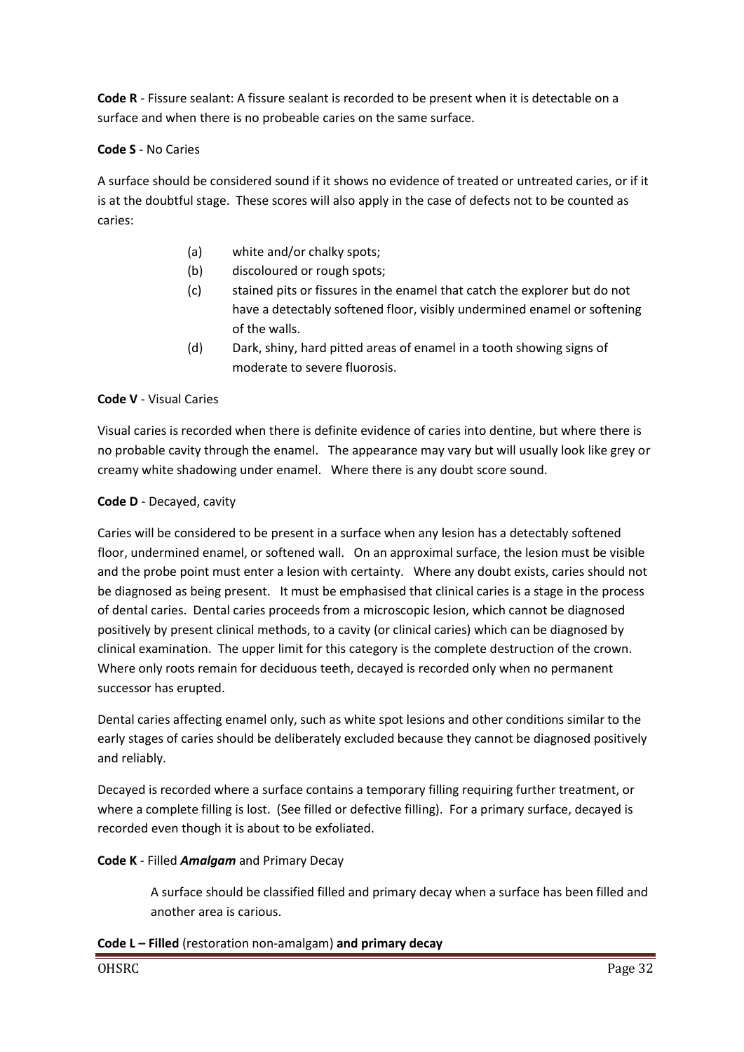**Code R** - Fissure sealant: A fissure sealant is recorded to be present when it is detectable on a surface and when there is no probeable caries on the same surface.

**Code S** - No Caries

A surface should be considered sound if it shows no evidence of treated or untreated caries, or if it is at the doubtful stage. These scores will also apply in the case of defects not to be counted as caries:

- (a) white and/or chalky spots;
- (b) discoloured or rough spots;
- (c) stained pits or fissures in the enamel that catch the explorer but do not have a detectably softened floor, visibly undermined enamel or softening of the walls.
- (d) Dark, shiny, hard pitted areas of enamel in a tooth showing signs of moderate to severe fluorosis.

**Code V** - Visual Caries

Visual caries is recorded when there is definite evidence of caries into dentine, but where there is no probable cavity through the enamel. The appearance may vary but will usually look like grey or creamy white shadowing under enamel. Where there is any doubt score sound.

**Code D** - Decayed, cavity

Caries will be considered to be present in a surface when any lesion has a detectably softened floor, undermined enamel, or softened wall. On an approximal surface, the lesion must be visible and the probe point must enter a lesion with certainty. Where any doubt exists, caries should not be diagnosed as being present. It must be emphasised that clinical caries is a stage in the process of dental caries. Dental caries proceeds from a microscopic lesion, which cannot be diagnosed positively by present clinical methods, to a cavity (or clinical caries) which can be diagnosed by clinical examination. The upper limit for this category is the complete destruction of the crown. Where only roots remain for deciduous teeth, decayed is recorded only when no permanent successor has erupted.

Dental caries affecting enamel only, such as white spot lesions and other conditions similar to the early stages of caries should be deliberately excluded because they cannot be diagnosed positively and reliably.

Decayed is recorded where a surface contains a temporary filling requiring further treatment, or where a complete filling is lost. (See filled or defective filling). For a primary surface, decayed is recorded even though it is about to be exfoliated.

**Code K** - Filled ***Amalgam*** and Primary Decay

A surface should be classified filled and primary decay when a surface has been filled and another area is carious.

**Code L – Filled** (restoration non-amalgam) **and primary decay**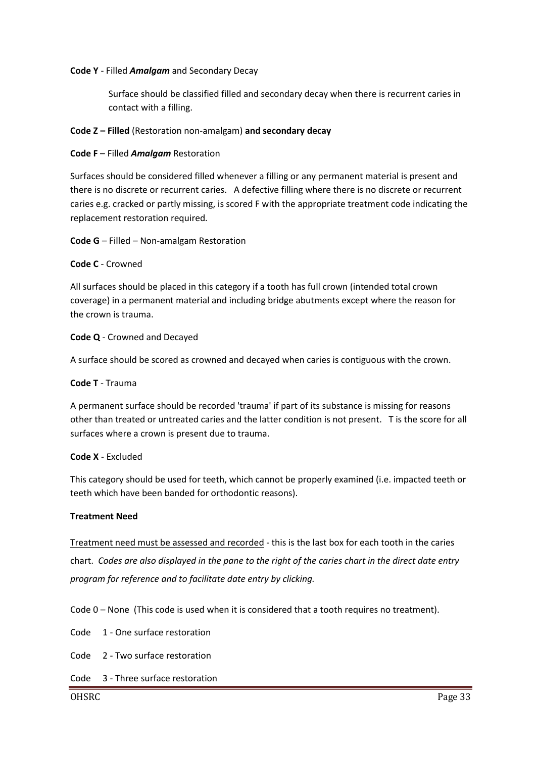**Code Y** - Filled ***Amalgam*** and Secondary Decay

Surface should be classified filled and secondary decay when there is recurrent caries in contact with a filling.

**Code Z – Filled** (Restoration non-amalgam) **and secondary decay**

**Code F** – Filled ***Amalgam*** Restoration

Surfaces should be considered filled whenever a filling or any permanent material is present and there is no discrete or recurrent caries. A defective filling where there is no discrete or recurrent caries e.g. cracked or partly missing, is scored F with the appropriate treatment code indicating the replacement restoration required.

**Code G** – Filled – Non-amalgam Restoration

**Code C** - Crowned

All surfaces should be placed in this category if a tooth has full crown (intended total crown coverage) in a permanent material and including bridge abutments except where the reason for the crown is trauma.

**Code Q** - Crowned and Decayed

A surface should be scored as crowned and decayed when caries is contiguous with the crown.

**Code T** - Trauma

A permanent surface should be recorded 'trauma' if part of its substance is missing for reasons other than treated or untreated caries and the latter condition is not present. T is the score for all surfaces where a crown is present due to trauma.

**Code X** - Excluded

This category should be used for teeth, which cannot be properly examined (i.e. impacted teeth or teeth which have been banded for orthodontic reasons).

**Treatment Need**

<u>Treatment need must be assessed and recorded</u> - this is the last box for each tooth in the caries chart. *Codes are also displayed in the pane to the right of the caries chart in the direct date entry program for reference and to facilitate date entry by clicking.*

Code 0 – None (This code is used when it is considered that a tooth requires no treatment).

Code 1 - One surface restoration

Code 2 - Two surface restoration

Code 3 - Three surface restoration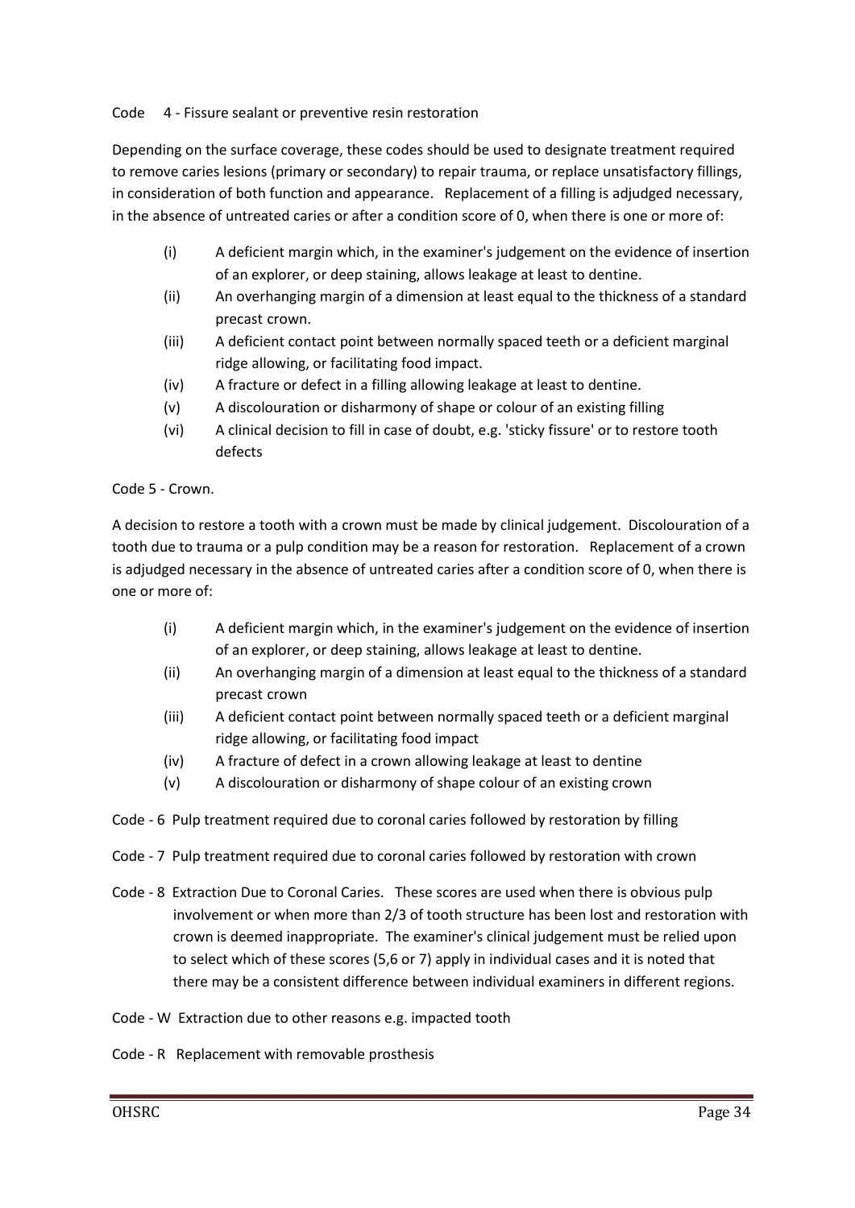Code 4 - Fissure sealant or preventive resin restoration

Depending on the surface coverage, these codes should be used to designate treatment required to remove caries lesions (primary or secondary) to repair trauma, or replace unsatisfactory fillings, in consideration of both function and appearance. Replacement of a filling is adjudged necessary, in the absence of untreated caries or after a condition score of 0, when there is one or more of:

(i) A deficient margin which, in the examiner's judgement on the evidence of insertion of an explorer, or deep staining, allows leakage at least to dentine.
(ii) An overhanging margin of a dimension at least equal to the thickness of a standard precast crown.
(iii) A deficient contact point between normally spaced teeth or a deficient marginal ridge allowing, or facilitating food impact.
(iv) A fracture or defect in a filling allowing leakage at least to dentine.
(v) A discolouration or disharmony of shape or colour of an existing filling
(vi) A clinical decision to fill in case of doubt, e.g. 'sticky fissure' or to restore tooth defects

Code 5 - Crown.

A decision to restore a tooth with a crown must be made by clinical judgement. Discolouration of a tooth due to trauma or a pulp condition may be a reason for restoration. Replacement of a crown is adjudged necessary in the absence of untreated caries after a condition score of 0, when there is one or more of:

(i) A deficient margin which, in the examiner's judgement on the evidence of insertion of an explorer, or deep staining, allows leakage at least to dentine.
(ii) An overhanging margin of a dimension at least equal to the thickness of a standard precast crown
(iii) A deficient contact point between normally spaced teeth or a deficient marginal ridge allowing, or facilitating food impact
(iv) A fracture of defect in a crown allowing leakage at least to dentine
(v) A discolouration or disharmony of shape colour of an existing crown

Code - 6 Pulp treatment required due to coronal caries followed by restoration by filling

Code - 7 Pulp treatment required due to coronal caries followed by restoration with crown

Code - 8 Extraction Due to Coronal Caries. These scores are used when there is obvious pulp involvement or when more than 2/3 of tooth structure has been lost and restoration with crown is deemed inappropriate. The examiner's clinical judgement must be relied upon to select which of these scores (5,6 or 7) apply in individual cases and it is noted that there may be a consistent difference between individual examiners in different regions.

Code - W Extraction due to other reasons e.g. impacted tooth

Code - R Replacement with removable prosthesis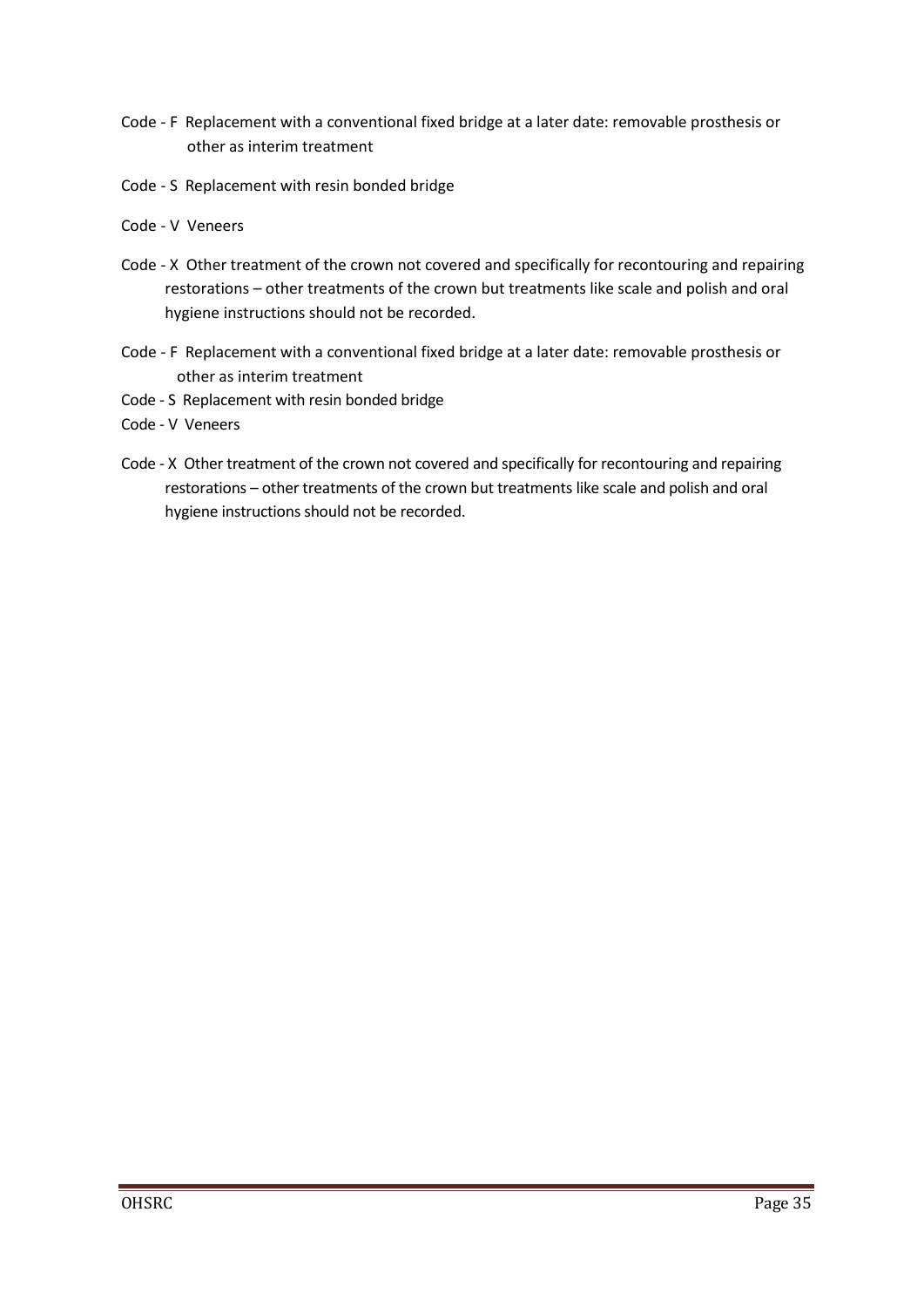Code - F Replacement with a conventional fixed bridge at a later date: removable prosthesis or other as interim treatment

Code - S Replacement with resin bonded bridge

Code - V Veneers

Code - X Other treatment of the crown not covered and specifically for recontouring and repairing restorations – other treatments of the crown but treatments like scale and polish and oral hygiene instructions should not be recorded.

Code - F Replacement with a conventional fixed bridge at a later date: removable prosthesis or other as interim treatment

Code - S Replacement with resin bonded bridge

Code - V Veneers

Code - X Other treatment of the crown not covered and specifically for recontouring and repairing restorations – other treatments of the crown but treatments like scale and polish and oral hygiene instructions should not be recorded.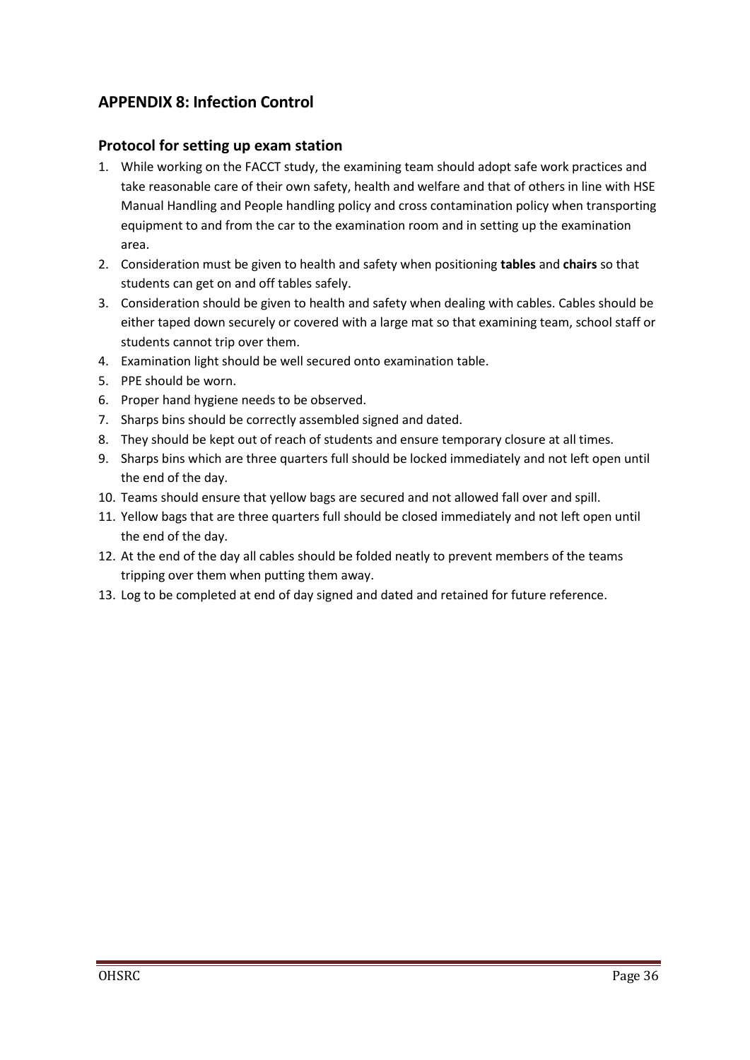## APPENDIX 8: Infection Control

### Protocol for setting up exam station

1. While working on the FACCT study, the examining team should adopt safe work practices and take reasonable care of their own safety, health and welfare and that of others in line with HSE Manual Handling and People handling policy and cross contamination policy when transporting equipment to and from the car to the examination room and in setting up the examination area.
2. Consideration must be given to health and safety when positioning **tables** and **chairs** so that students can get on and off tables safely.
3. Consideration should be given to health and safety when dealing with cables. Cables should be either taped down securely or covered with a large mat so that examining team, school staff or students cannot trip over them.
4. Examination light should be well secured onto examination table.
5. PPE should be worn.
6. Proper hand hygiene needs to be observed.
7. Sharps bins should be correctly assembled signed and dated.
8. They should be kept out of reach of students and ensure temporary closure at all times.
9. Sharps bins which are three quarters full should be locked immediately and not left open until the end of the day.
10. Teams should ensure that yellow bags are secured and not allowed fall over and spill.
11. Yellow bags that are three quarters full should be closed immediately and not left open until the end of the day.
12. At the end of the day all cables should be folded neatly to prevent members of the teams tripping over them when putting them away.
13. Log to be completed at end of day signed and dated and retained for future reference.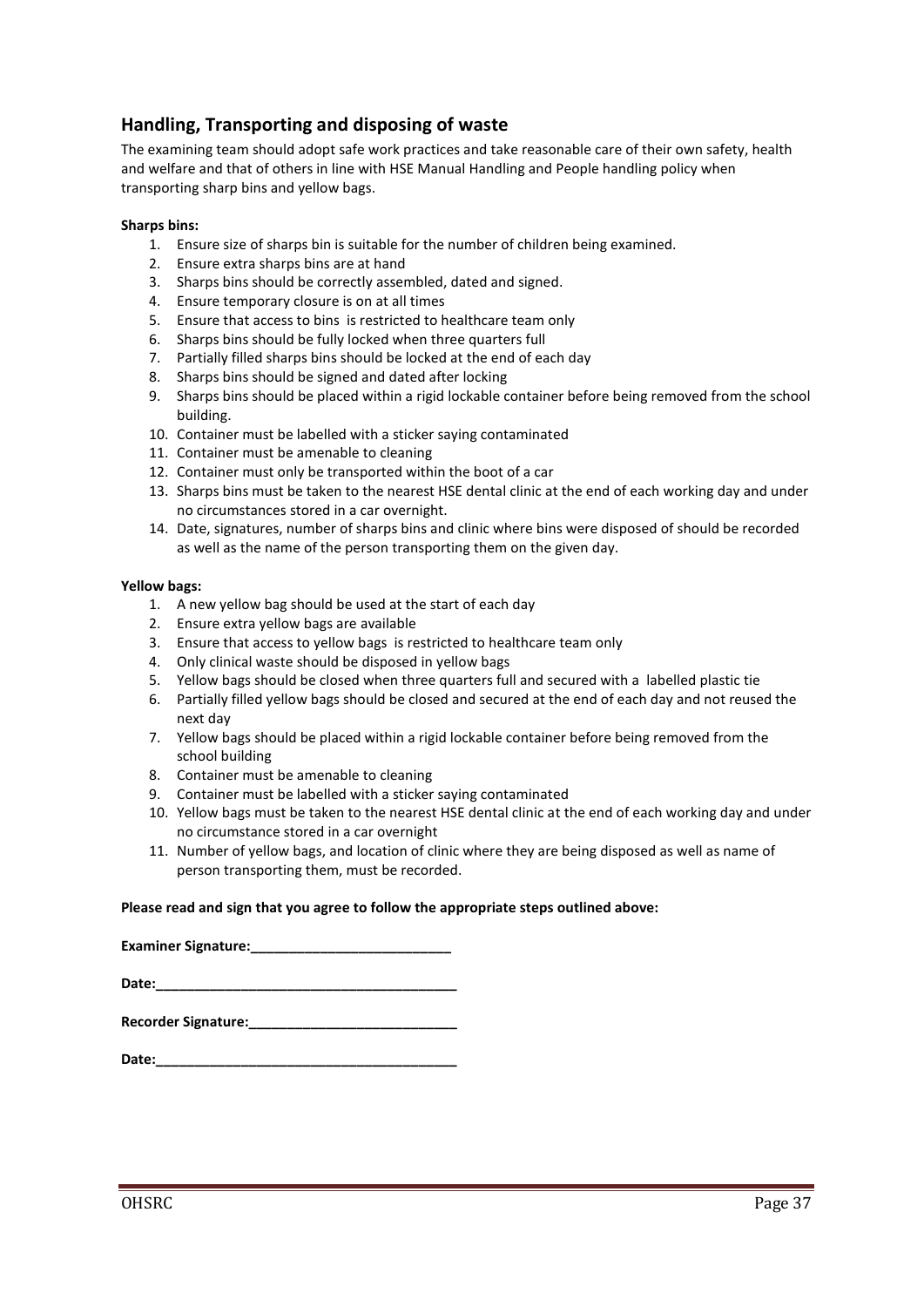## Handling, Transporting and disposing of waste

The examining team should adopt safe work practices and take reasonable care of their own safety, health and welfare and that of others in line with HSE Manual Handling and People handling policy when transporting sharp bins and yellow bags.

**Sharps bins:**

1. Ensure size of sharps bin is suitable for the number of children being examined.
2. Ensure extra sharps bins are at hand
3. Sharps bins should be correctly assembled, dated and signed.
4. Ensure temporary closure is on at all times
5. Ensure that access to bins is restricted to healthcare team only
6. Sharps bins should be fully locked when three quarters full
7. Partially filled sharps bins should be locked at the end of each day
8. Sharps bins should be signed and dated after locking
9. Sharps bins should be placed within a rigid lockable container before being removed from the school building.
10. Container must be labelled with a sticker saying contaminated
11. Container must be amenable to cleaning
12. Container must only be transported within the boot of a car
13. Sharps bins must be taken to the nearest HSE dental clinic at the end of each working day and under no circumstances stored in a car overnight.
14. Date, signatures, number of sharps bins and clinic where bins were disposed of should be recorded as well as the name of the person transporting them on the given day.

**Yellow bags:**

1. A new yellow bag should be used at the start of each day
2. Ensure extra yellow bags are available
3. Ensure that access to yellow bags is restricted to healthcare team only
4. Only clinical waste should be disposed in yellow bags
5. Yellow bags should be closed when three quarters full and secured with a labelled plastic tie
6. Partially filled yellow bags should be closed and secured at the end of each day and not reused the next day
7. Yellow bags should be placed within a rigid lockable container before being removed from the school building
8. Container must be amenable to cleaning
9. Container must be labelled with a sticker saying contaminated
10. Yellow bags must be taken to the nearest HSE dental clinic at the end of each working day and under no circumstance stored in a car overnight
11. Number of yellow bags, and location of clinic where they are being disposed as well as name of person transporting them, must be recorded.

**Please read and sign that you agree to follow the appropriate steps outlined above:**

**Examiner Signature:__________________________**

**Date:________________________________________**

**Recorder Signature:___________________________**

**Date:________________________________________**